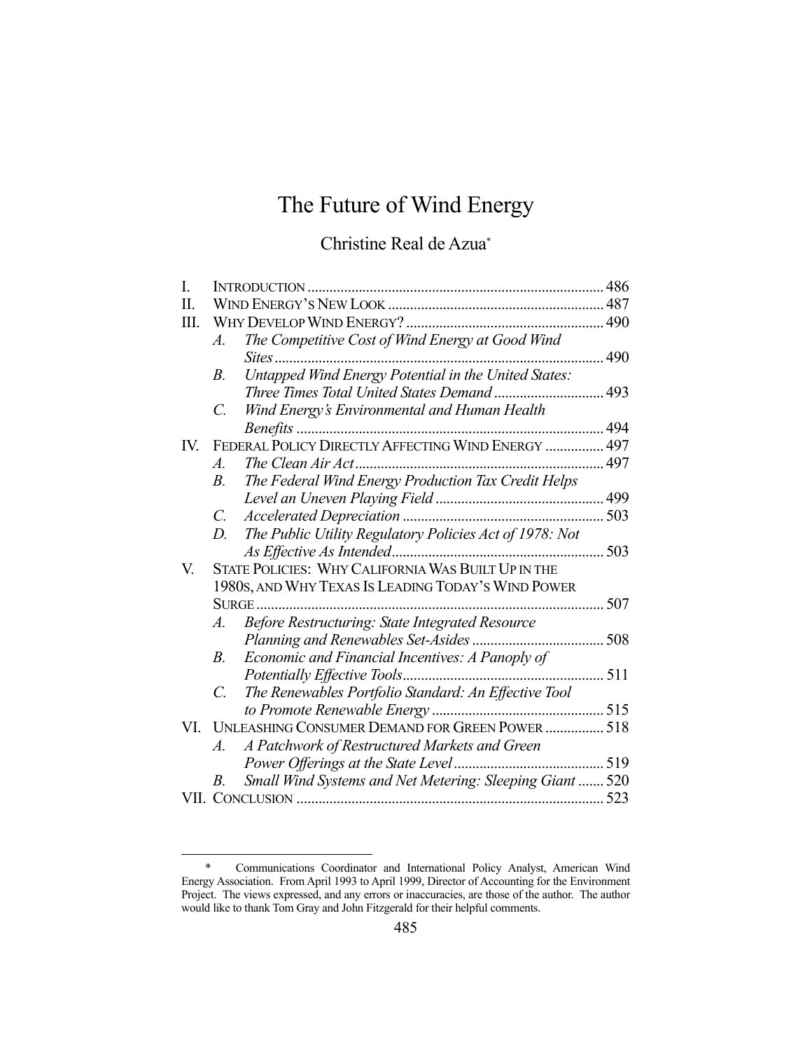# The Future of Wind Energy

Christine Real de Azua*

| | | |
|---|---|---|
| I. | INTRODUCTION | 486 |
| II. | WIND ENERGY'S NEW LOOK | 487 |
| III. | WHY DEVELOP WIND ENERGY? | 490 |
| | *A. The Competitive Cost of Wind Energy at Good Wind Sites* | 490 |
| | *B. Untapped Wind Energy Potential in the United States: Three Times Total United States Demand* | 493 |
| | *C. Wind Energy's Environmental and Human Health Benefits* | 494 |
| IV. | FEDERAL POLICY DIRECTLY AFFECTING WIND ENERGY | 497 |
| | *A. The Clean Air Act* | 497 |
| | *B. The Federal Wind Energy Production Tax Credit Helps Level an Uneven Playing Field* | 499 |
| | *C. Accelerated Depreciation* | 503 |
| | *D. The Public Utility Regulatory Policies Act of 1978: Not As Effective As Intended* | 503 |
| V. | STATE POLICIES: WHY CALIFORNIA WAS BUILT UP IN THE 1980S, AND WHY TEXAS IS LEADING TODAY'S WIND POWER SURGE | 507 |
| | *A. Before Restructuring: State Integrated Resource Planning and Renewables Set-Asides* | 508 |
| | *B. Economic and Financial Incentives: A Panoply of Potentially Effective Tools* | 511 |
| | *C. The Renewables Portfolio Standard: An Effective Tool to Promote Renewable Energy* | 515 |
| VI. | UNLEASHING CONSUMER DEMAND FOR GREEN POWER | 518 |
| | *A. A Patchwork of Restructured Markets and Green Power Offerings at the State Level* | 519 |
| | *B. Small Wind Systems and Net Metering: Sleeping Giant* | 520 |
| VII. | CONCLUSION | 523 |

---

\* Communications Coordinator and International Policy Analyst, American Wind Energy Association. From April 1993 to April 1999, Director of Accounting for the Environment Project. The views expressed, and any errors or inaccuracies, are those of the author. The author would like to thank Tom Gray and John Fitzgerald for their helpful comments.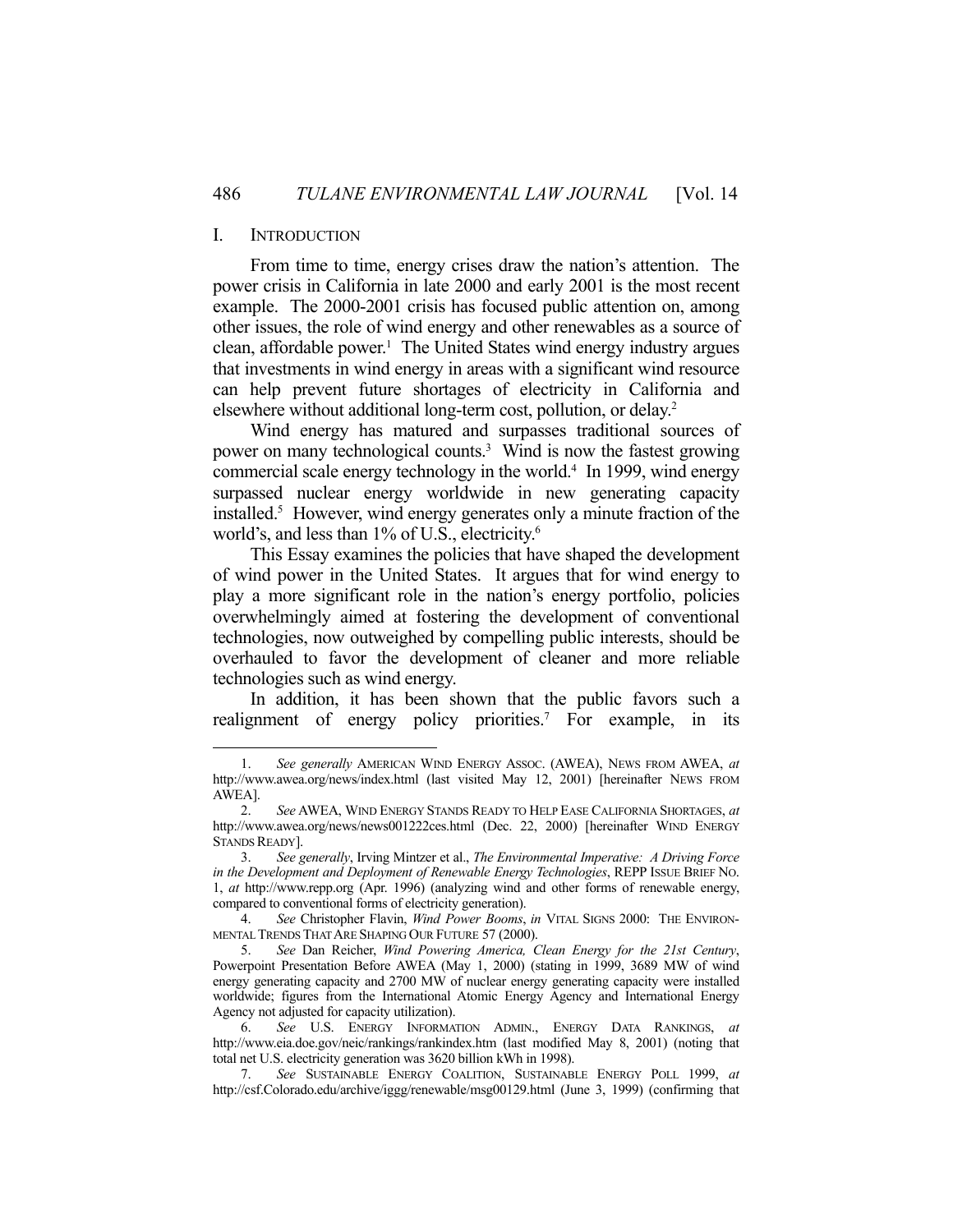## I. INTRODUCTION

From time to time, energy crises draw the nation's attention. The power crisis in California in late 2000 and early 2001 is the most recent example. The 2000-2001 crisis has focused public attention on, among other issues, the role of wind energy and other renewables as a source of clean, affordable power.[1] The United States wind energy industry argues that investments in wind energy in areas with a significant wind resource can help prevent future shortages of electricity in California and elsewhere without additional long-term cost, pollution, or delay.[2]

Wind energy has matured and surpasses traditional sources of power on many technological counts.[3] Wind is now the fastest growing commercial scale energy technology in the world.[4] In 1999, wind energy surpassed nuclear energy worldwide in new generating capacity installed.[5] However, wind energy generates only a minute fraction of the world's, and less than 1% of U.S., electricity.[6]

This Essay examines the policies that have shaped the development of wind power in the United States. It argues that for wind energy to play a more significant role in the nation's energy portfolio, policies overwhelmingly aimed at fostering the development of conventional technologies, now outweighed by compelling public interests, should be overhauled to favor the development of cleaner and more reliable technologies such as wind energy.

In addition, it has been shown that the public favors such a realignment of energy policy priorities.[7] For example, in its

---

1. *See generally* AMERICAN WIND ENERGY ASSOC. (AWEA), NEWS FROM AWEA, *at* http://www.awea.org/news/index.html (last visited May 12, 2001) [hereinafter NEWS FROM AWEA].

2. *See* AWEA, WIND ENERGY STANDS READY TO HELP EASE CALIFORNIA SHORTAGES, *at* http://www.awea.org/news/news001222ces.html (Dec. 22, 2000) [hereinafter WIND ENERGY STANDS READY].

3. *See generally*, Irving Mintzer et al., *The Environmental Imperative: A Driving Force in the Development and Deployment of Renewable Energy Technologies*, REPP ISSUE BRIEF NO. 1, *at* http://www.repp.org (Apr. 1996) (analyzing wind and other forms of renewable energy, compared to conventional forms of electricity generation).

4. *See* Christopher Flavin, *Wind Power Booms*, *in* VITAL SIGNS 2000: THE ENVIRONMENTAL TRENDS THAT ARE SHAPING OUR FUTURE 57 (2000).

5. *See* Dan Reicher, *Wind Powering America, Clean Energy for the 21st Century*, Powerpoint Presentation Before AWEA (May 1, 2000) (stating in 1999, 3689 MW of wind energy generating capacity and 2700 MW of nuclear energy generating capacity were installed worldwide; figures from the International Atomic Energy Agency and International Energy Agency not adjusted for capacity utilization).

6. *See* U.S. ENERGY INFORMATION ADMIN., ENERGY DATA RANKINGS, *at* http://www.eia.doe.gov/neic/rankings/rankindex.htm (last modified May 8, 2001) (noting that total net U.S. electricity generation was 3620 billion kWh in 1998).

7. *See* SUSTAINABLE ENERGY COALITION, SUSTAINABLE ENERGY POLL 1999, *at* http://csf.Colorado.edu/archive/iggg/renewable/msg00129.html (June 3, 1999) (confirming that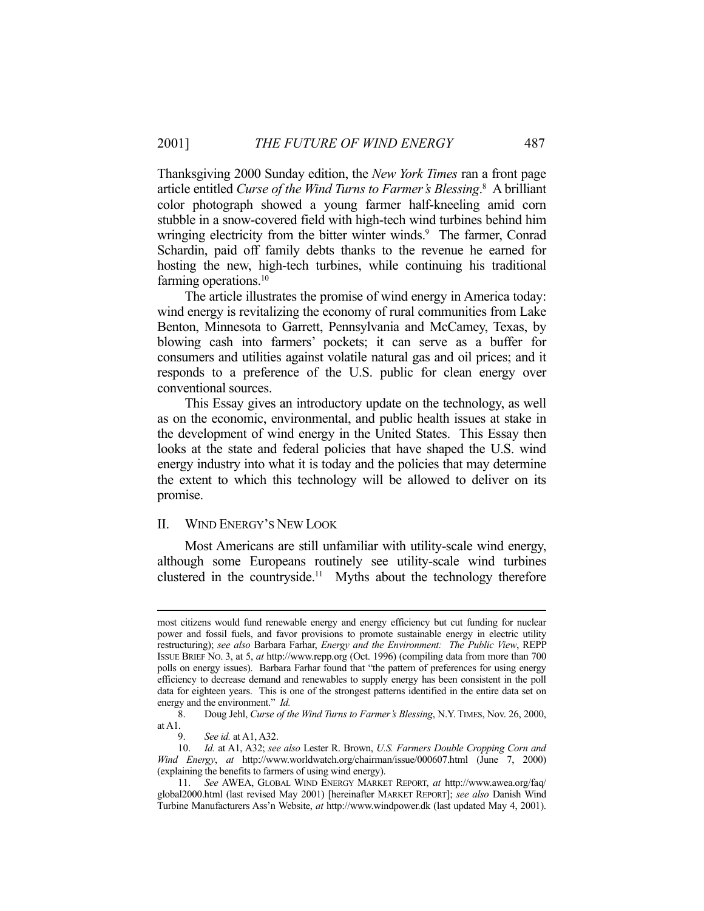Thanksgiving 2000 Sunday edition, the *New York Times* ran a front page article entitled *Curse of the Wind Turns to Farmer's Blessing*.[8] A brilliant color photograph showed a young farmer half-kneeling amid corn stubble in a snow-covered field with high-tech wind turbines behind him wringing electricity from the bitter winter winds.[9] The farmer, Conrad Schardin, paid off family debts thanks to the revenue he earned for hosting the new, high-tech turbines, while continuing his traditional farming operations.[10]

The article illustrates the promise of wind energy in America today: wind energy is revitalizing the economy of rural communities from Lake Benton, Minnesota to Garrett, Pennsylvania and McCamey, Texas, by blowing cash into farmers' pockets; it can serve as a buffer for consumers and utilities against volatile natural gas and oil prices; and it responds to a preference of the U.S. public for clean energy over conventional sources.

This Essay gives an introductory update on the technology, as well as on the economic, environmental, and public health issues at stake in the development of wind energy in the United States. This Essay then looks at the state and federal policies that have shaped the U.S. wind energy industry into what it is today and the policies that may determine the extent to which this technology will be allowed to deliver on its promise.

## II. WIND ENERGY'S NEW LOOK

Most Americans are still unfamiliar with utility-scale wind energy, although some Europeans routinely see utility-scale wind turbines clustered in the countryside.[11] Myths about the technology therefore

---

most citizens would fund renewable energy and energy efficiency but cut funding for nuclear power and fossil fuels, and favor provisions to promote sustainable energy in electric utility restructuring); *see also* Barbara Farhar, *Energy and the Environment: The Public View*, REPP ISSUE BRIEF NO. 3, at 5, *at* http://www.repp.org (Oct. 1996) (compiling data from more than 700 polls on energy issues). Barbara Farhar found that "the pattern of preferences for using energy efficiency to decrease demand and renewables to supply energy has been consistent in the poll data for eighteen years. This is one of the strongest patterns identified in the entire data set on energy and the environment." *Id.*

8. Doug Jehl, *Curse of the Wind Turns to Farmer's Blessing*, N.Y. TIMES, Nov. 26, 2000, at A1.

9. *See id.* at A1, A32.

10. *Id.* at A1, A32; *see also* Lester R. Brown, *U.S. Farmers Double Cropping Corn and Wind Energy*, *at* http://www.worldwatch.org/chairman/issue/000607.html (June 7, 2000) (explaining the benefits to farmers of using wind energy).

11. *See* AWEA, GLOBAL WIND ENERGY MARKET REPORT, *at* http://www.awea.org/faq/global2000.html (last revised May 2001) [hereinafter MARKET REPORT]; *see also* Danish Wind Turbine Manufacturers Ass'n Website, *at* http://www.windpower.dk (last updated May 4, 2001).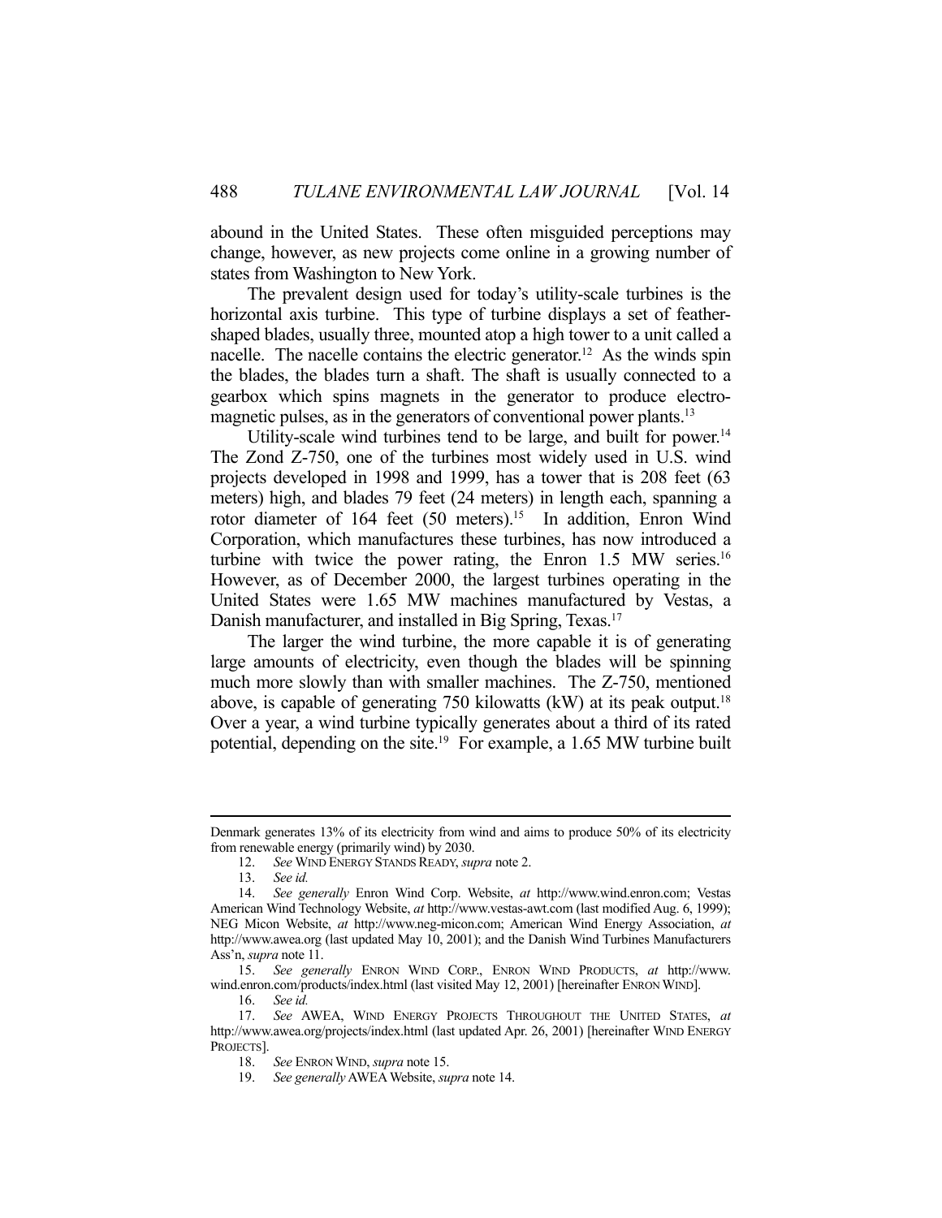abound in the United States. These often misguided perceptions may change, however, as new projects come online in a growing number of states from Washington to New York.

The prevalent design used for today's utility-scale turbines is the horizontal axis turbine. This type of turbine displays a set of feather-shaped blades, usually three, mounted atop a high tower to a unit called a nacelle. The nacelle contains the electric generator.[12] As the winds spin the blades, the blades turn a shaft. The shaft is usually connected to a gearbox which spins magnets in the generator to produce electro-magnetic pulses, as in the generators of conventional power plants.[13]

Utility-scale wind turbines tend to be large, and built for power.[14] The Zond Z-750, one of the turbines most widely used in U.S. wind projects developed in 1998 and 1999, has a tower that is 208 feet (63 meters) high, and blades 79 feet (24 meters) in length each, spanning a rotor diameter of 164 feet (50 meters).[15] In addition, Enron Wind Corporation, which manufactures these turbines, has now introduced a turbine with twice the power rating, the Enron 1.5 MW series.[16] However, as of December 2000, the largest turbines operating in the United States were 1.65 MW machines manufactured by Vestas, a Danish manufacturer, and installed in Big Spring, Texas.[17]

The larger the wind turbine, the more capable it is of generating large amounts of electricity, even though the blades will be spinning much more slowly than with smaller machines. The Z-750, mentioned above, is capable of generating 750 kilowatts (kW) at its peak output.[18] Over a year, a wind turbine typically generates about a third of its rated potential, depending on the site.[19] For example, a 1.65 MW turbine built

---

Denmark generates 13% of its electricity from wind and aims to produce 50% of its electricity from renewable energy (primarily wind) by 2030.

12. *See* WIND ENERGY STANDS READY, *supra* note 2.

13. *See id.*

14. *See generally* Enron Wind Corp. Website, *at* http://www.wind.enron.com; Vestas American Wind Technology Website, *at* http://www.vestas-awt.com (last modified Aug. 6, 1999); NEG Micon Website, *at* http://www.neg-micon.com; American Wind Energy Association, *at* http://www.awea.org (last updated May 10, 2001); and the Danish Wind Turbines Manufacturers Ass'n, *supra* note 11.

15. *See generally* ENRON WIND CORP., ENRON WIND PRODUCTS, *at* http://www.wind.enron.com/products/index.html (last visited May 12, 2001) [hereinafter ENRON WIND].

16. *See id.*

17. *See* AWEA, WIND ENERGY PROJECTS THROUGHOUT THE UNITED STATES, *at* http://www.awea.org/projects/index.html (last updated Apr. 26, 2001) [hereinafter WIND ENERGY PROJECTS].

18. *See* ENRON WIND, *supra* note 15.

19. *See generally* AWEA Website, *supra* note 14.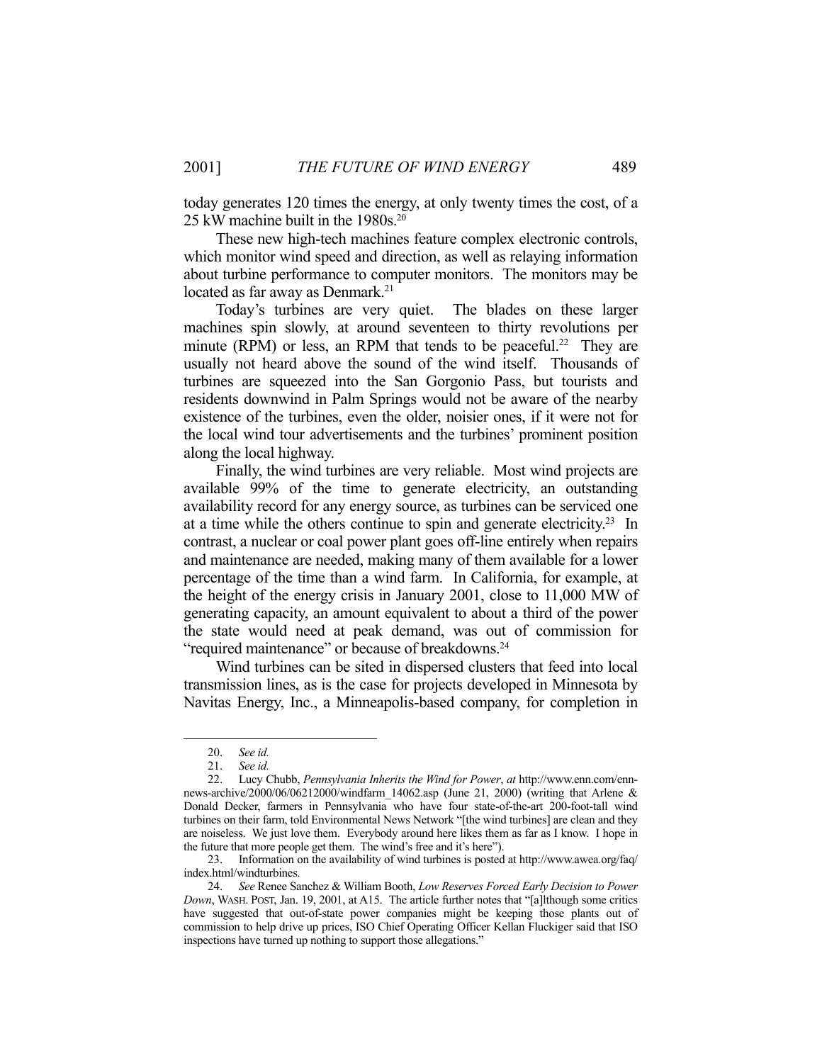today generates 120 times the energy, at only twenty times the cost, of a 25 kW machine built in the 1980s.[20]

These new high-tech machines feature complex electronic controls, which monitor wind speed and direction, as well as relaying information about turbine performance to computer monitors. The monitors may be located as far away as Denmark.[21]

Today's turbines are very quiet. The blades on these larger machines spin slowly, at around seventeen to thirty revolutions per minute (RPM) or less, an RPM that tends to be peaceful.[22] They are usually not heard above the sound of the wind itself. Thousands of turbines are squeezed into the San Gorgonio Pass, but tourists and residents downwind in Palm Springs would not be aware of the nearby existence of the turbines, even the older, noisier ones, if it were not for the local wind tour advertisements and the turbines' prominent position along the local highway.

Finally, the wind turbines are very reliable. Most wind projects are available 99% of the time to generate electricity, an outstanding availability record for any energy source, as turbines can be serviced one at a time while the others continue to spin and generate electricity.[23] In contrast, a nuclear or coal power plant goes off-line entirely when repairs and maintenance are needed, making many of them available for a lower percentage of the time than a wind farm. In California, for example, at the height of the energy crisis in January 2001, close to 11,000 MW of generating capacity, an amount equivalent to about a third of the power the state would need at peak demand, was out of commission for "required maintenance" or because of breakdowns.[24]

Wind turbines can be sited in dispersed clusters that feed into local transmission lines, as is the case for projects developed in Minnesota by Navitas Energy, Inc., a Minneapolis-based company, for completion in

---

20. *See id.*

21. *See id.*

22. Lucy Chubb, *Pennsylvania Inherits the Wind for Power*, *at* http://www.enn.com/enn-news-archive/2000/06/06212000/windfarm_14062.asp (June 21, 2000) (writing that Arlene & Donald Decker, farmers in Pennsylvania who have four state-of-the-art 200-foot-tall wind turbines on their farm, told Environmental News Network "[the wind turbines] are clean and they are noiseless. We just love them. Everybody around here likes them as far as I know. I hope in the future that more people get them. The wind's free and it's here").

23. Information on the availability of wind turbines is posted at http://www.awea.org/faq/index.html/windturbines.

24. *See* Renee Sanchez & William Booth, *Low Reserves Forced Early Decision to Power Down*, WASH. POST, Jan. 19, 2001, at A15. The article further notes that "[a]lthough some critics have suggested that out-of-state power companies might be keeping those plants out of commission to help drive up prices, ISO Chief Operating Officer Kellan Fluckiger said that ISO inspections have turned up nothing to support those allegations."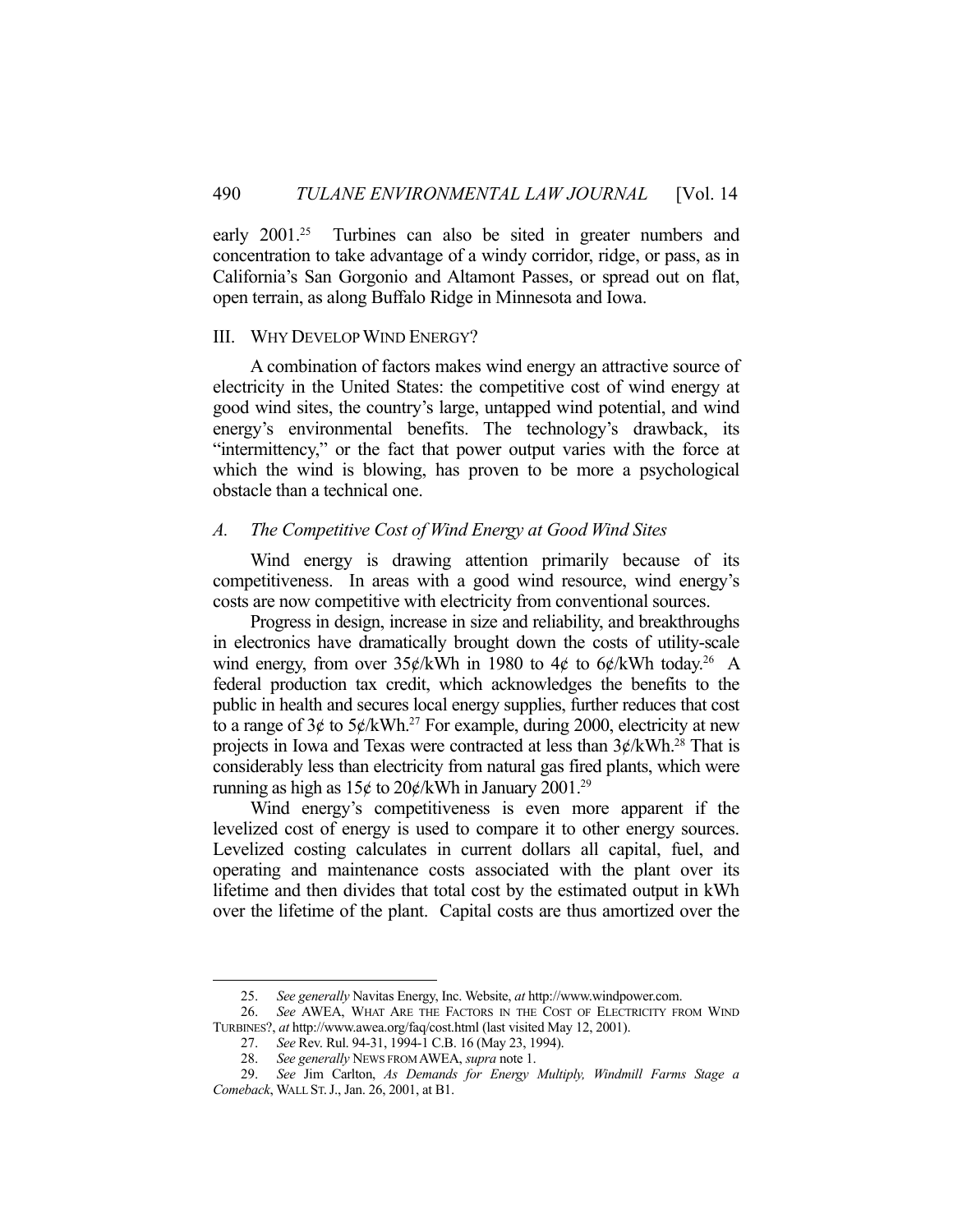early 2001.[25] Turbines can also be sited in greater numbers and concentration to take advantage of a windy corridor, ridge, or pass, as in California's San Gorgonio and Altamont Passes, or spread out on flat, open terrain, as along Buffalo Ridge in Minnesota and Iowa.

## III. WHY DEVELOP WIND ENERGY?

A combination of factors makes wind energy an attractive source of electricity in the United States: the competitive cost of wind energy at good wind sites, the country's large, untapped wind potential, and wind energy's environmental benefits. The technology's drawback, its "intermittency," or the fact that power output varies with the force at which the wind is blowing, has proven to be more a psychological obstacle than a technical one.

### *A. The Competitive Cost of Wind Energy at Good Wind Sites*

Wind energy is drawing attention primarily because of its competitiveness. In areas with a good wind resource, wind energy's costs are now competitive with electricity from conventional sources.

Progress in design, increase in size and reliability, and breakthroughs in electronics have dramatically brought down the costs of utility-scale wind energy, from over 35¢/kWh in 1980 to 4¢ to 6¢/kWh today.[26] A federal production tax credit, which acknowledges the benefits to the public in health and secures local energy supplies, further reduces that cost to a range of 3¢ to 5¢/kWh.[27] For example, during 2000, electricity at new projects in Iowa and Texas were contracted at less than 3¢/kWh.[28] That is considerably less than electricity from natural gas fired plants, which were running as high as 15¢ to 20¢/kWh in January 2001.[29]

Wind energy's competitiveness is even more apparent if the levelized cost of energy is used to compare it to other energy sources. Levelized costing calculates in current dollars all capital, fuel, and operating and maintenance costs associated with the plant over its lifetime and then divides that total cost by the estimated output in kWh over the lifetime of the plant. Capital costs are thus amortized over the

---

25. *See generally* Navitas Energy, Inc. Website, *at* http://www.windpower.com.

26. *See* AWEA, WHAT ARE THE FACTORS IN THE COST OF ELECTRICITY FROM WIND TURBINES?, *at* http://www.awea.org/faq/cost.html (last visited May 12, 2001).

27. *See* Rev. Rul. 94-31, 1994-1 C.B. 16 (May 23, 1994).

28. *See generally* NEWS FROM AWEA, *supra* note 1.

29. *See* Jim Carlton, *As Demands for Energy Multiply, Windmill Farms Stage a Comeback*, WALL ST. J., Jan. 26, 2001, at B1.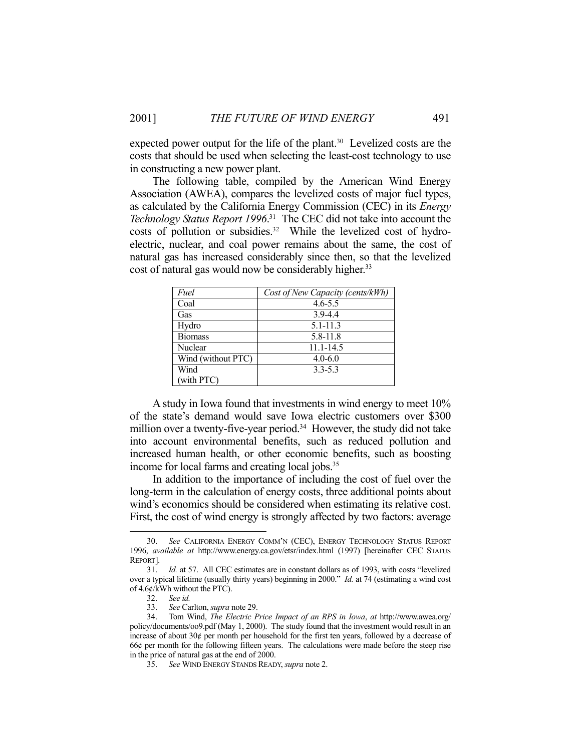expected power output for the life of the plant.[30] Levelized costs are the costs that should be used when selecting the least-cost technology to use in constructing a new power plant.

The following table, compiled by the American Wind Energy Association (AWEA), compares the levelized costs of major fuel types, as calculated by the California Energy Commission (CEC) in its *Energy Technology Status Report 1996*.[31] The CEC did not take into account the costs of pollution or subsidies.[32] While the levelized cost of hydroelectric, nuclear, and coal power remains about the same, the cost of natural gas has increased considerably since then, so that the levelized cost of natural gas would now be considerably higher.[33]

| *Fuel* | *Cost of New Capacity (cents/kWh)* |
|---|---|
| Coal | 4.6-5.5 |
| Gas | 3.9-4.4 |
| Hydro | 5.1-11.3 |
| Biomass | 5.8-11.8 |
| Nuclear | 11.1-14.5 |
| Wind (without PTC) | 4.0-6.0 |
| Wind (with PTC) | 3.3-5.3 |

A study in Iowa found that investments in wind energy to meet 10% of the state's demand would save Iowa electric customers over $300 million over a twenty-five-year period.[34] However, the study did not take into account environmental benefits, such as reduced pollution and increased human health, or other economic benefits, such as boosting income for local farms and creating local jobs.[35]

In addition to the importance of including the cost of fuel over the long-term in the calculation of energy costs, three additional points about wind's economics should be considered when estimating its relative cost. First, the cost of wind energy is strongly affected by two factors: average

---

30. *See* CALIFORNIA ENERGY COMM'N (CEC), ENERGY TECHNOLOGY STATUS REPORT 1996, *available at* http://www.energy.ca.gov/etsr/index.html (1997) [hereinafter CEC STATUS REPORT].

31. *Id.* at 57. All CEC estimates are in constant dollars as of 1993, with costs "levelized over a typical lifetime (usually thirty years) beginning in 2000." *Id.* at 74 (estimating a wind cost of 4.6¢/kWh without the PTC).

32. *See id.*

33. *See* Carlton, *supra* note 29.

34. Tom Wind, *The Electric Price Impact of an RPS in Iowa*, *at* http://www.awea.org/policy/documents/oo9.pdf (May 1, 2000). The study found that the investment would result in an increase of about 30¢ per month per household for the first ten years, followed by a decrease of 66¢ per month for the following fifteen years. The calculations were made before the steep rise in the price of natural gas at the end of 2000.

35. *See* WIND ENERGY STANDS READY, *supra* note 2.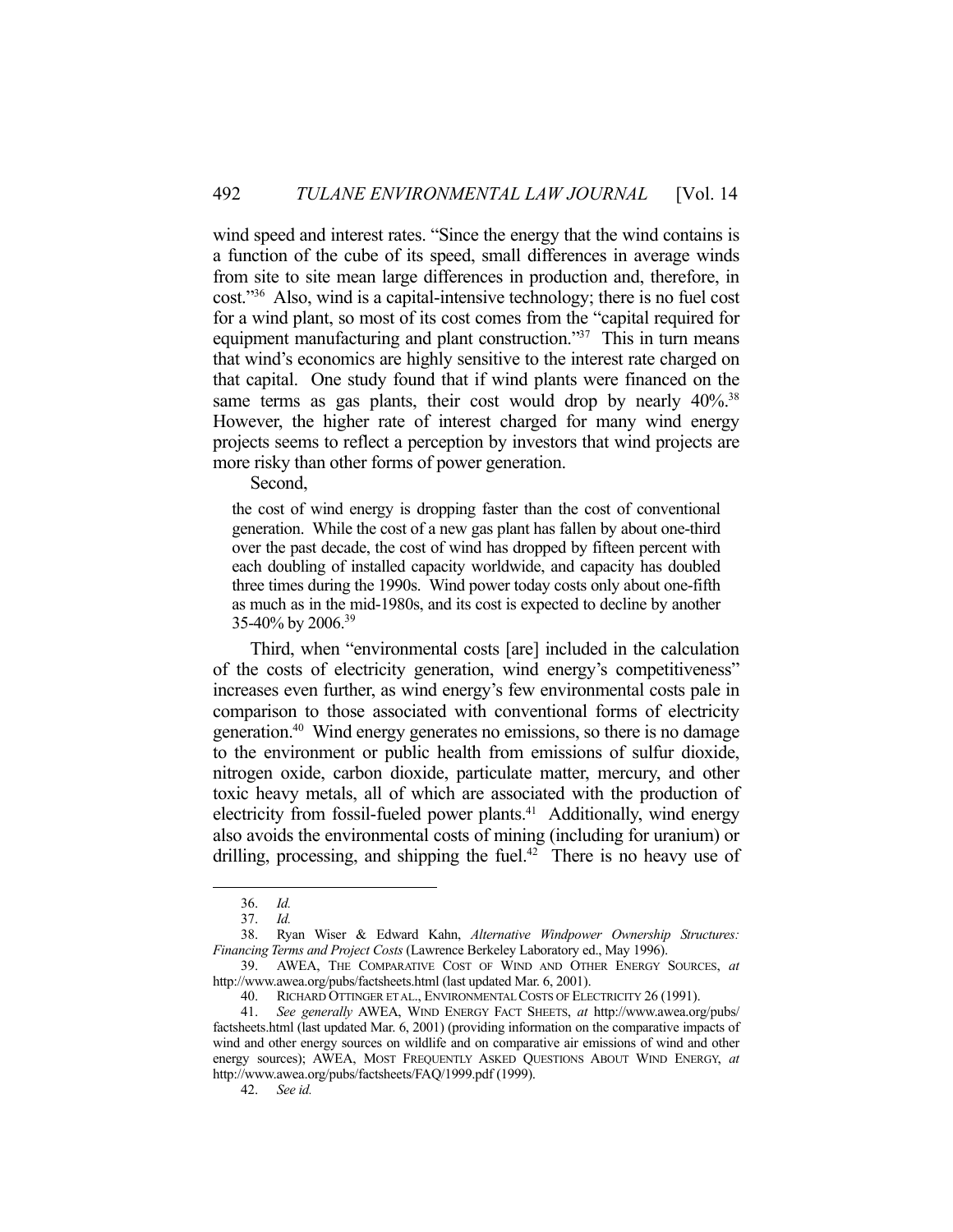wind speed and interest rates. "Since the energy that the wind contains is a function of the cube of its speed, small differences in average winds from site to site mean large differences in production and, therefore, in cost."[36] Also, wind is a capital-intensive technology; there is no fuel cost for a wind plant, so most of its cost comes from the "capital required for equipment manufacturing and plant construction."[37] This in turn means that wind's economics are highly sensitive to the interest rate charged on that capital. One study found that if wind plants were financed on the same terms as gas plants, their cost would drop by nearly 40%.[38] However, the higher rate of interest charged for many wind energy projects seems to reflect a perception by investors that wind projects are more risky than other forms of power generation.

Second,

> the cost of wind energy is dropping faster than the cost of conventional generation. While the cost of a new gas plant has fallen by about one-third over the past decade, the cost of wind has dropped by fifteen percent with each doubling of installed capacity worldwide, and capacity has doubled three times during the 1990s. Wind power today costs only about one-fifth as much as in the mid-1980s, and its cost is expected to decline by another 35-40% by 2006.[39]

Third, when "environmental costs [are] included in the calculation of the costs of electricity generation, wind energy's competitiveness" increases even further, as wind energy's few environmental costs pale in comparison to those associated with conventional forms of electricity generation.[40] Wind energy generates no emissions, so there is no damage to the environment or public health from emissions of sulfur dioxide, nitrogen oxide, carbon dioxide, particulate matter, mercury, and other toxic heavy metals, all of which are associated with the production of electricity from fossil-fueled power plants.[41] Additionally, wind energy also avoids the environmental costs of mining (including for uranium) or drilling, processing, and shipping the fuel.[42] There is no heavy use of

---

36. *Id.*

37. *Id.*

38. Ryan Wiser & Edward Kahn, *Alternative Windpower Ownership Structures: Financing Terms and Project Costs* (Lawrence Berkeley Laboratory ed., May 1996).

39. AWEA, THE COMPARATIVE COST OF WIND AND OTHER ENERGY SOURCES, *at* http://www.awea.org/pubs/factsheets.html (last updated Mar. 6, 2001).

40. RICHARD OTTINGER ET AL., ENVIRONMENTAL COSTS OF ELECTRICITY 26 (1991).

41. *See generally* AWEA, WIND ENERGY FACT SHEETS, *at* http://www.awea.org/pubs/factsheets.html (last updated Mar. 6, 2001) (providing information on the comparative impacts of wind and other energy sources on wildlife and on comparative air emissions of wind and other energy sources); AWEA, MOST FREQUENTLY ASKED QUESTIONS ABOUT WIND ENERGY, *at* http://www.awea.org/pubs/factsheets/FAQ/1999.pdf (1999).

42. *See id.*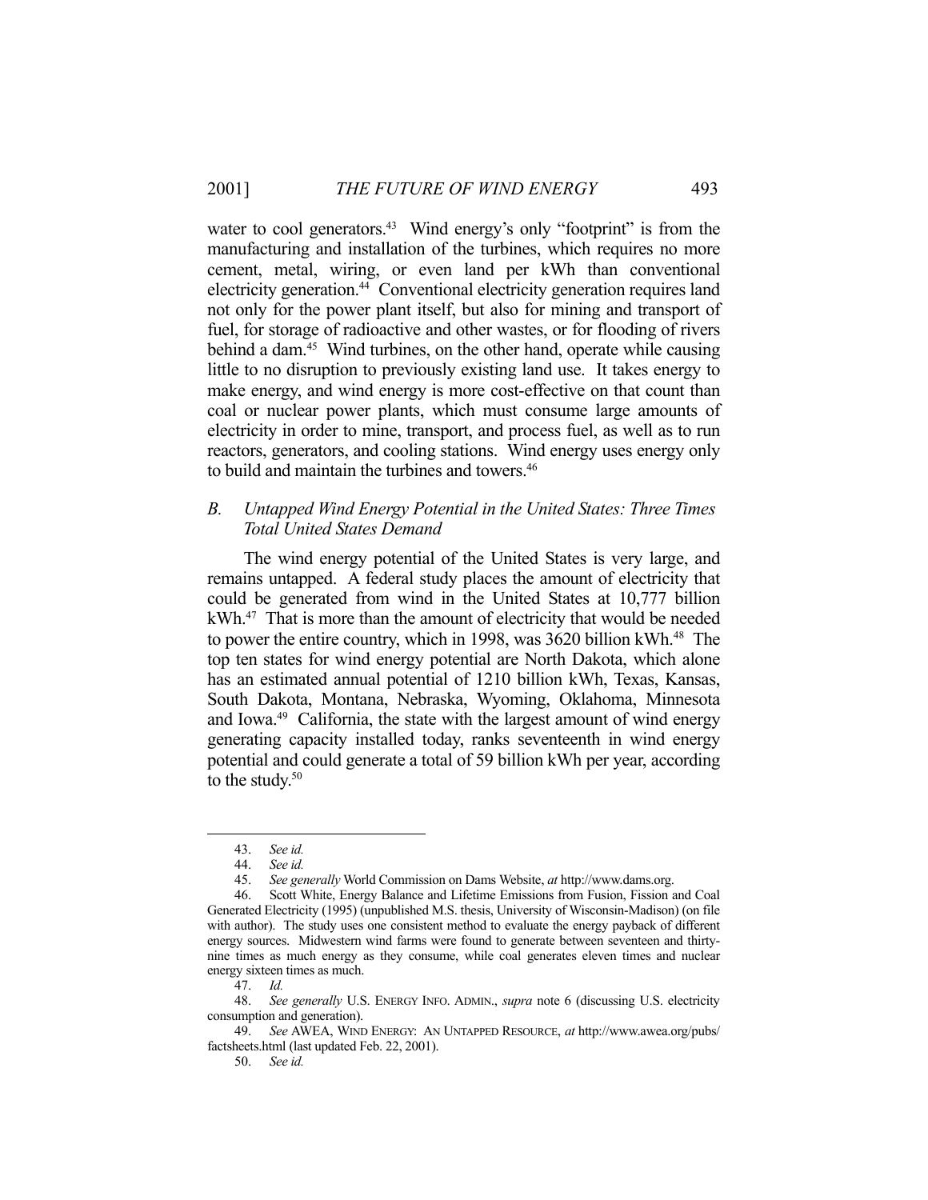water to cool generators.[43] Wind energy's only "footprint" is from the manufacturing and installation of the turbines, which requires no more cement, metal, wiring, or even land per kWh than conventional electricity generation.[44] Conventional electricity generation requires land not only for the power plant itself, but also for mining and transport of fuel, for storage of radioactive and other wastes, or for flooding of rivers behind a dam.[45] Wind turbines, on the other hand, operate while causing little to no disruption to previously existing land use. It takes energy to make energy, and wind energy is more cost-effective on that count than coal or nuclear power plants, which must consume large amounts of electricity in order to mine, transport, and process fuel, as well as to run reactors, generators, and cooling stations. Wind energy uses energy only to build and maintain the turbines and towers.[46]

### *B. Untapped Wind Energy Potential in the United States: Three Times Total United States Demand*

The wind energy potential of the United States is very large, and remains untapped. A federal study places the amount of electricity that could be generated from wind in the United States at 10,777 billion kWh.[47] That is more than the amount of electricity that would be needed to power the entire country, which in 1998, was 3620 billion kWh.[48] The top ten states for wind energy potential are North Dakota, which alone has an estimated annual potential of 1210 billion kWh, Texas, Kansas, South Dakota, Montana, Nebraska, Wyoming, Oklahoma, Minnesota and Iowa.[49] California, the state with the largest amount of wind energy generating capacity installed today, ranks seventeenth in wind energy potential and could generate a total of 59 billion kWh per year, according to the study.[50]

---

43. *See id.*

44. *See id.*

45. *See generally* World Commission on Dams Website, *at* http://www.dams.org.

46. Scott White, Energy Balance and Lifetime Emissions from Fusion, Fission and Coal Generated Electricity (1995) (unpublished M.S. thesis, University of Wisconsin-Madison) (on file with author). The study uses one consistent method to evaluate the energy payback of different energy sources. Midwestern wind farms were found to generate between seventeen and thirty-nine times as much energy as they consume, while coal generates eleven times and nuclear energy sixteen times as much.

47. *Id.*

48. *See generally* U.S. ENERGY INFO. ADMIN., *supra* note 6 (discussing U.S. electricity consumption and generation).

49. *See* AWEA, WIND ENERGY: AN UNTAPPED RESOURCE, *at* http://www.awea.org/pubs/factsheets.html (last updated Feb. 22, 2001).

50. *See id.*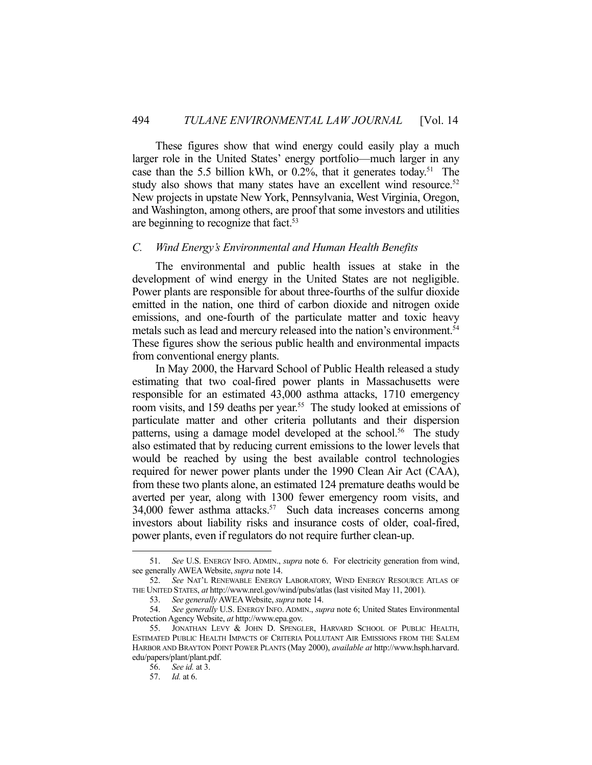These figures show that wind energy could easily play a much larger role in the United States' energy portfolio—much larger in any case than the 5.5 billion kWh, or 0.2%, that it generates today.[51] The study also shows that many states have an excellent wind resource.[52] New projects in upstate New York, Pennsylvania, West Virginia, Oregon, and Washington, among others, are proof that some investors and utilities are beginning to recognize that fact.[53]

### *C. Wind Energy's Environmental and Human Health Benefits*

The environmental and public health issues at stake in the development of wind energy in the United States are not negligible. Power plants are responsible for about three-fourths of the sulfur dioxide emitted in the nation, one third of carbon dioxide and nitrogen oxide emissions, and one-fourth of the particulate matter and toxic heavy metals such as lead and mercury released into the nation's environment.[54] These figures show the serious public health and environmental impacts from conventional energy plants.

In May 2000, the Harvard School of Public Health released a study estimating that two coal-fired power plants in Massachusetts were responsible for an estimated 43,000 asthma attacks, 1710 emergency room visits, and 159 deaths per year.[55] The study looked at emissions of particulate matter and other criteria pollutants and their dispersion patterns, using a damage model developed at the school.[56] The study also estimated that by reducing current emissions to the lower levels that would be reached by using the best available control technologies required for newer power plants under the 1990 Clean Air Act (CAA), from these two plants alone, an estimated 124 premature deaths would be averted per year, along with 1300 fewer emergency room visits, and 34,000 fewer asthma attacks.[57] Such data increases concerns among investors about liability risks and insurance costs of older, coal-fired, power plants, even if regulators do not require further clean-up.

---

51. *See* U.S. ENERGY INFO. ADMIN., *supra* note 6. For electricity generation from wind, see generally AWEA Website, *supra* note 14.

52. *See* NAT'L RENEWABLE ENERGY LABORATORY, WIND ENERGY RESOURCE ATLAS OF THE UNITED STATES, *at* http://www.nrel.gov/wind/pubs/atlas (last visited May 11, 2001).

53. *See generally* AWEA Website, *supra* note 14.

54. *See generally* U.S. ENERGY INFO. ADMIN., *supra* note 6; United States Environmental Protection Agency Website, *at* http://www.epa.gov.

55. JONATHAN LEVY & JOHN D. SPENGLER, HARVARD SCHOOL OF PUBLIC HEALTH, ESTIMATED PUBLIC HEALTH IMPACTS OF CRITERIA POLLUTANT AIR EMISSIONS FROM THE SALEM HARBOR AND BRAYTON POINT POWER PLANTS (May 2000), *available at* http://www.hsph.harvard.edu/papers/plant/plant.pdf.

56. *See id.* at 3.

57. *Id.* at 6.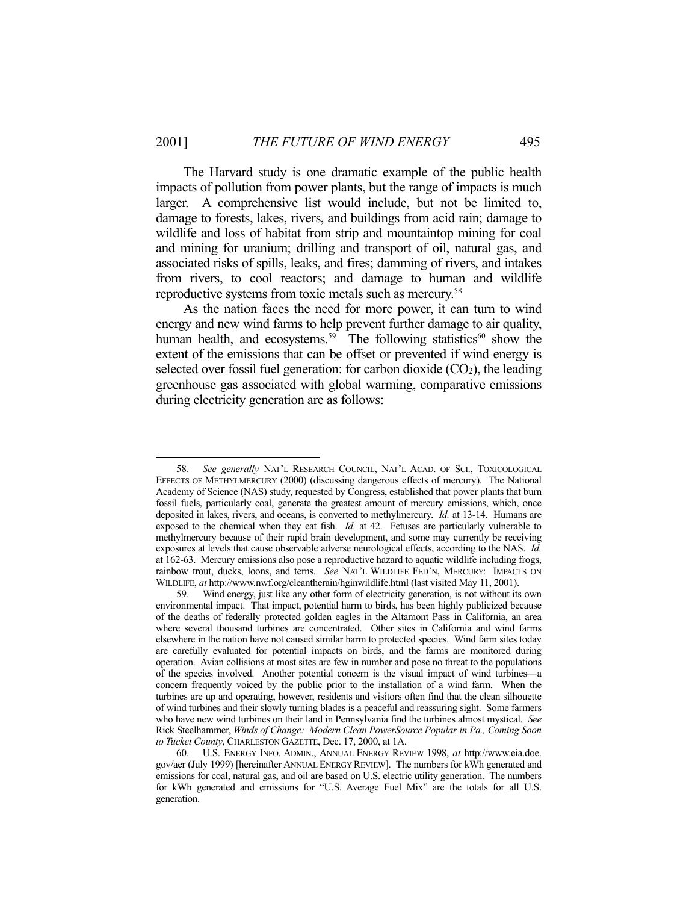The Harvard study is one dramatic example of the public health impacts of pollution from power plants, but the range of impacts is much larger. A comprehensive list would include, but not be limited to, damage to forests, lakes, rivers, and buildings from acid rain; damage to wildlife and loss of habitat from strip and mountaintop mining for coal and mining for uranium; drilling and transport of oil, natural gas, and associated risks of spills, leaks, and fires; damming of rivers, and intakes from rivers, to cool reactors; and damage to human and wildlife reproductive systems from toxic metals such as mercury.[58]

As the nation faces the need for more power, it can turn to wind energy and new wind farms to help prevent further damage to air quality, human health, and ecosystems.[59] The following statistics[60] show the extent of the emissions that can be offset or prevented if wind energy is selected over fossil fuel generation: for carbon dioxide ($CO_2$), the leading greenhouse gas associated with global warming, comparative emissions during electricity generation are as follows:

---

58. *See generally* NAT'L RESEARCH COUNCIL, NAT'L ACAD. OF SCI., TOXICOLOGICAL EFFECTS OF METHYLMERCURY (2000) (discussing dangerous effects of mercury). The National Academy of Science (NAS) study, requested by Congress, established that power plants that burn fossil fuels, particularly coal, generate the greatest amount of mercury emissions, which, once deposited in lakes, rivers, and oceans, is converted to methylmercury. *Id.* at 13-14. Humans are exposed to the chemical when they eat fish. *Id.* at 42. Fetuses are particularly vulnerable to methylmercury because of their rapid brain development, and some may currently be receiving exposures at levels that cause observable adverse neurological effects, according to the NAS. *Id.* at 162-63. Mercury emissions also pose a reproductive hazard to aquatic wildlife including frogs, rainbow trout, ducks, loons, and terns. *See* NAT'L WILDLIFE FED'N, MERCURY: IMPACTS ON WILDLIFE, *at* http://www.nwf.org/cleantherain/hginwildlife.html (last visited May 11, 2001).

59. Wind energy, just like any other form of electricity generation, is not without its own environmental impact. That impact, potential harm to birds, has been highly publicized because of the deaths of federally protected golden eagles in the Altamont Pass in California, an area where several thousand turbines are concentrated. Other sites in California and wind farms elsewhere in the nation have not caused similar harm to protected species. Wind farm sites today are carefully evaluated for potential impacts on birds, and the farms are monitored during operation. Avian collisions at most sites are few in number and pose no threat to the populations of the species involved. Another potential concern is the visual impact of wind turbines—a concern frequently voiced by the public prior to the installation of a wind farm. When the turbines are up and operating, however, residents and visitors often find that the clean silhouette of wind turbines and their slowly turning blades is a peaceful and reassuring sight. Some farmers who have new wind turbines on their land in Pennsylvania find the turbines almost mystical. *See* Rick Steelhammer, *Winds of Change: Modern Clean PowerSource Popular in Pa., Coming Soon to Tucket County*, CHARLESTON GAZETTE, Dec. 17, 2000, at 1A.

60. U.S. ENERGY INFO. ADMIN., ANNUAL ENERGY REVIEW 1998, *at* http://www.eia.doe.gov/aer (July 1999) [hereinafter ANNUAL ENERGY REVIEW]. The numbers for kWh generated and emissions for coal, natural gas, and oil are based on U.S. electric utility generation. The numbers for kWh generated and emissions for "U.S. Average Fuel Mix" are the totals for all U.S. generation.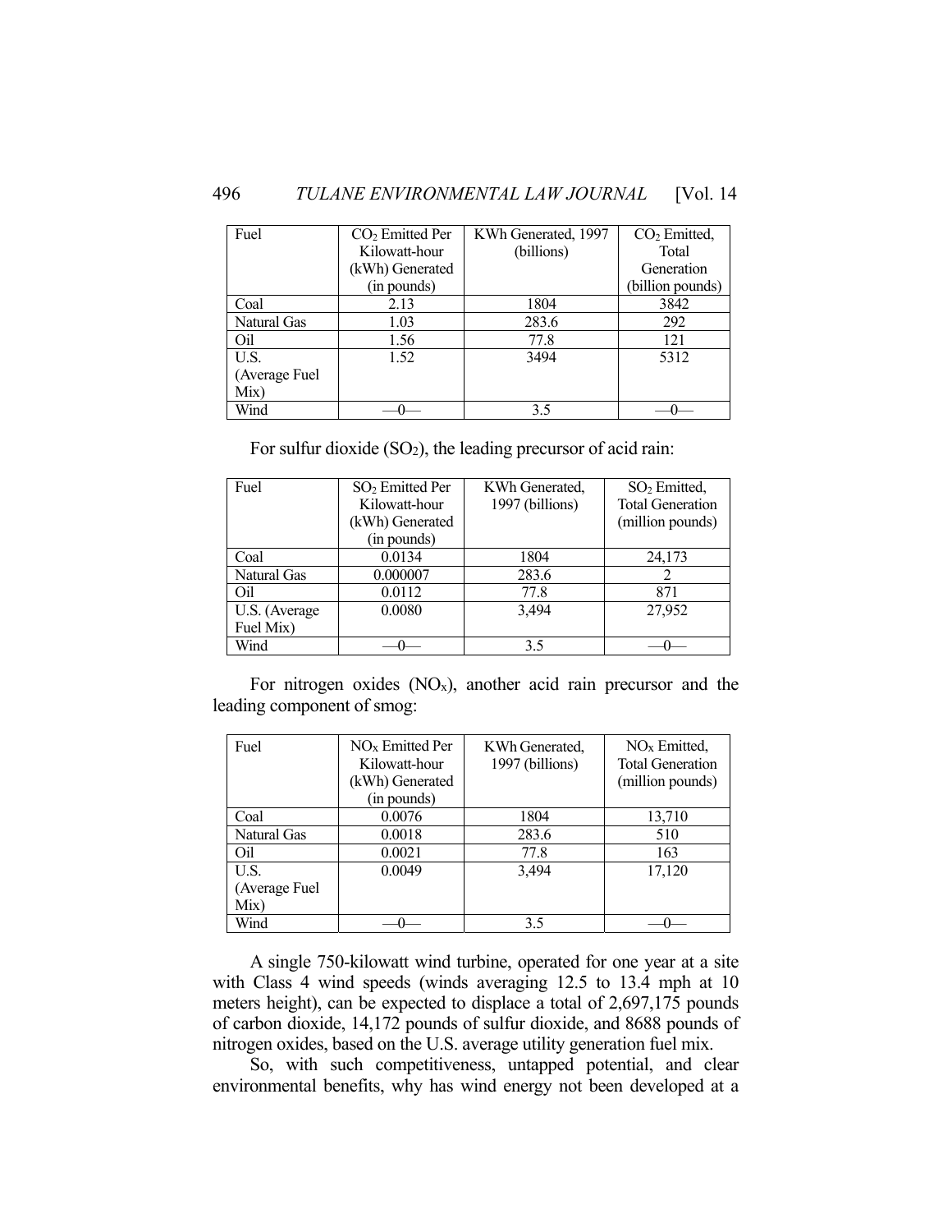| Fuel | $CO_2$ Emitted Per Kilowatt-hour (kWh) Generated (in pounds) | KWh Generated, 1997 (billions) | $CO_2$ Emitted, Total Generation (billion pounds) |
|---|---|---|---|
| Coal | 2.13 | 1804 | 3842 |
| Natural Gas | 1.03 | 283.6 | 292 |
| Oil | 1.56 | 77.8 | 121 |
| U.S. (Average Fuel Mix) | 1.52 | 3494 | 5312 |
| Wind | —0— | 3.5 | —0— |

For sulfur dioxide ($SO_2$), the leading precursor of acid rain:

| Fuel | $SO_2$ Emitted Per Kilowatt-hour (kWh) Generated (in pounds) | KWh Generated, 1997 (billions) | $SO_2$ Emitted, Total Generation (million pounds) |
|---|---|---|---|
| Coal | 0.0134 | 1804 | 24,173 |
| Natural Gas | 0.000007 | 283.6 | 2 |
| Oil | 0.0112 | 77.8 | 871 |
| U.S. (Average Fuel Mix) | 0.0080 | 3,494 | 27,952 |
| Wind | —0— | 3.5 | —0— |

For nitrogen oxides ($NO_x$), another acid rain precursor and the leading component of smog:

| Fuel | $NO_x$ Emitted Per Kilowatt-hour (kWh) Generated (in pounds) | KWh Generated, 1997 (billions) | $NO_x$ Emitted, Total Generation (million pounds) |
|---|---|---|---|
| Coal | 0.0076 | 1804 | 13,710 |
| Natural Gas | 0.0018 | 283.6 | 510 |
| Oil | 0.0021 | 77.8 | 163 |
| U.S. (Average Fuel Mix) | 0.0049 | 3,494 | 17,120 |
| Wind | —0— | 3.5 | —0— |

A single 750-kilowatt wind turbine, operated for one year at a site with Class 4 wind speeds (winds averaging 12.5 to 13.4 mph at 10 meters height), can be expected to displace a total of 2,697,175 pounds of carbon dioxide, 14,172 pounds of sulfur dioxide, and 8688 pounds of nitrogen oxides, based on the U.S. average utility generation fuel mix.

So, with such competitiveness, untapped potential, and clear environmental benefits, why has wind energy not been developed at a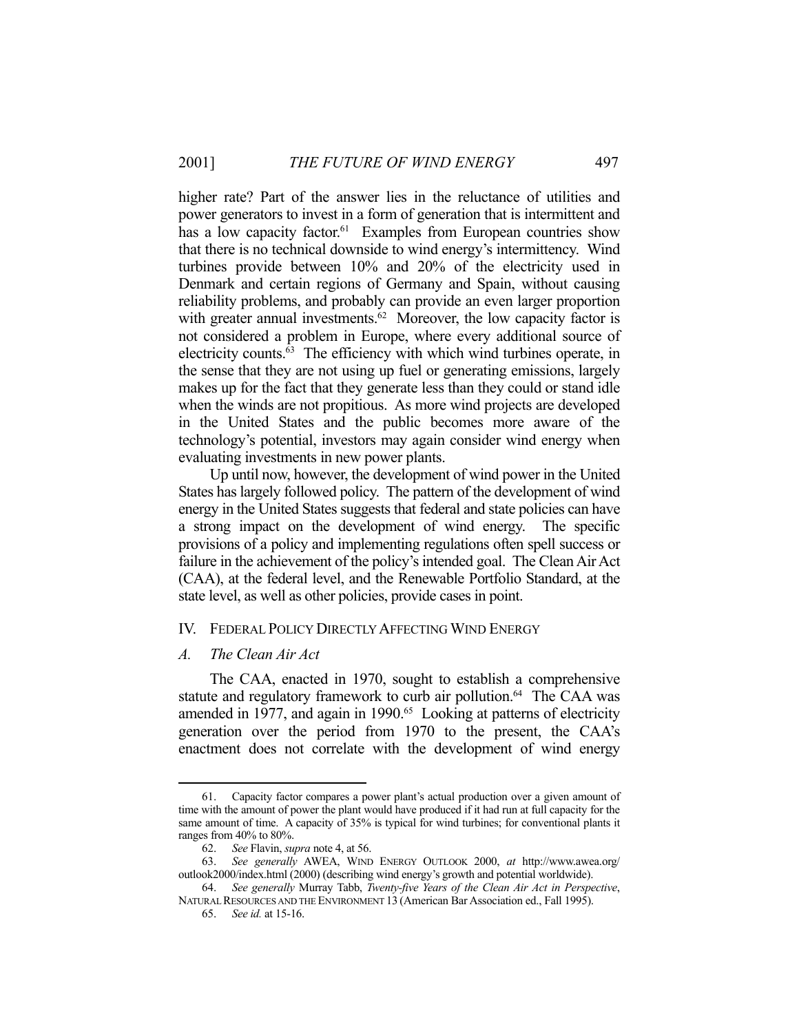higher rate? Part of the answer lies in the reluctance of utilities and power generators to invest in a form of generation that is intermittent and has a low capacity factor.[61] Examples from European countries show that there is no technical downside to wind energy's intermittency. Wind turbines provide between 10% and 20% of the electricity used in Denmark and certain regions of Germany and Spain, without causing reliability problems, and probably can provide an even larger proportion with greater annual investments.[62] Moreover, the low capacity factor is not considered a problem in Europe, where every additional source of electricity counts.[63] The efficiency with which wind turbines operate, in the sense that they are not using up fuel or generating emissions, largely makes up for the fact that they generate less than they could or stand idle when the winds are not propitious. As more wind projects are developed in the United States and the public becomes more aware of the technology's potential, investors may again consider wind energy when evaluating investments in new power plants.

Up until now, however, the development of wind power in the United States has largely followed policy. The pattern of the development of wind energy in the United States suggests that federal and state policies can have a strong impact on the development of wind energy. The specific provisions of a policy and implementing regulations often spell success or failure in the achievement of the policy's intended goal. The Clean Air Act (CAA), at the federal level, and the Renewable Portfolio Standard, at the state level, as well as other policies, provide cases in point.

## IV. FEDERAL POLICY DIRECTLY AFFECTING WIND ENERGY

### *A. The Clean Air Act*

The CAA, enacted in 1970, sought to establish a comprehensive statute and regulatory framework to curb air pollution.[64] The CAA was amended in 1977, and again in 1990.[65] Looking at patterns of electricity generation over the period from 1970 to the present, the CAA's enactment does not correlate with the development of wind energy

---

61. Capacity factor compares a power plant's actual production over a given amount of time with the amount of power the plant would have produced if it had run at full capacity for the same amount of time. A capacity of 35% is typical for wind turbines; for conventional plants it ranges from 40% to 80%.

62. *See* Flavin, *supra* note 4, at 56.

63. *See generally* AWEA, WIND ENERGY OUTLOOK 2000, *at* http://www.awea.org/outlook2000/index.html (2000) (describing wind energy's growth and potential worldwide).

64. *See generally* Murray Tabb, *Twenty-five Years of the Clean Air Act in Perspective*, NATURAL RESOURCES AND THE ENVIRONMENT 13 (American Bar Association ed., Fall 1995).

65. *See id.* at 15-16.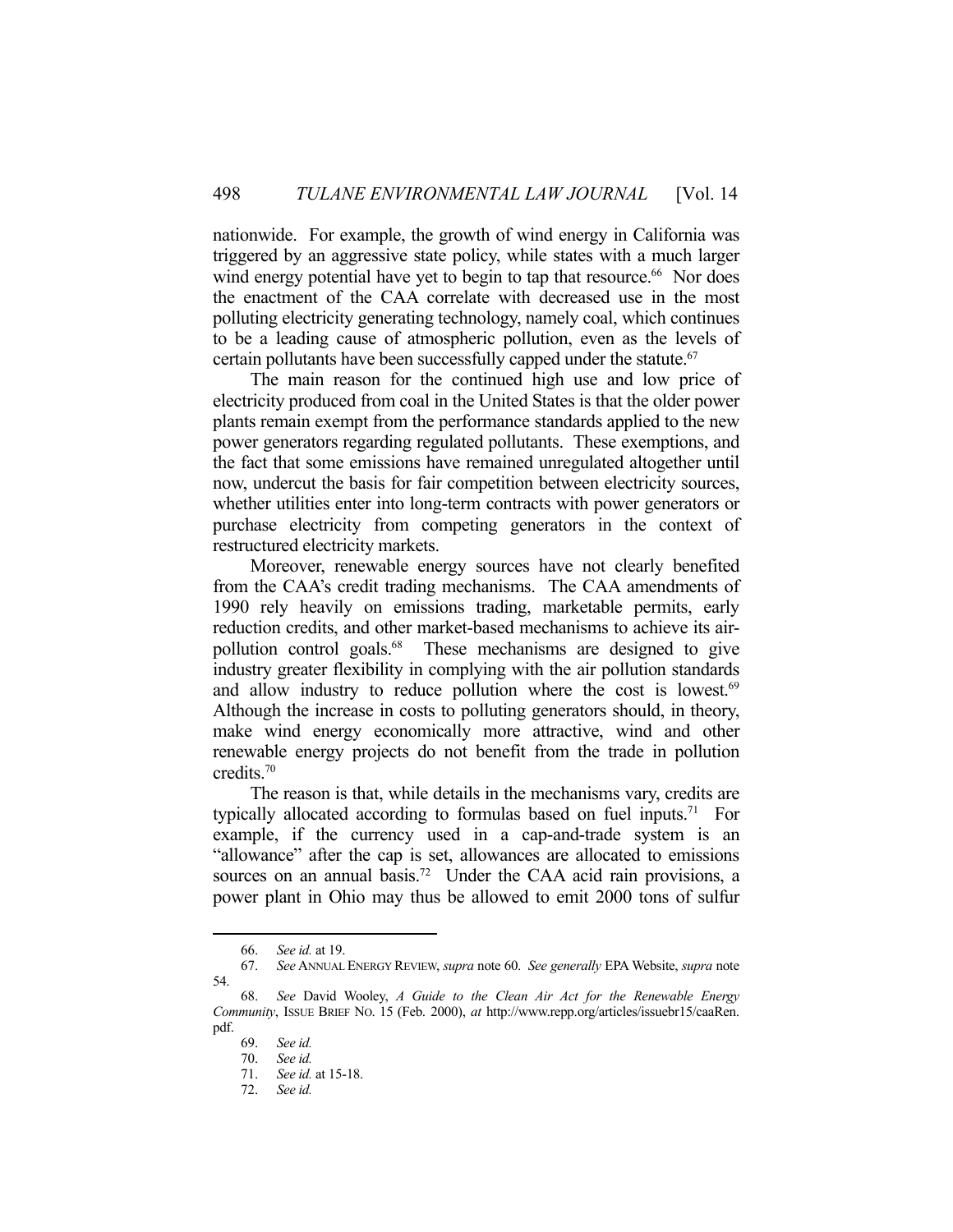nationwide. For example, the growth of wind energy in California was triggered by an aggressive state policy, while states with a much larger wind energy potential have yet to begin to tap that resource.[66] Nor does the enactment of the CAA correlate with decreased use in the most polluting electricity generating technology, namely coal, which continues to be a leading cause of atmospheric pollution, even as the levels of certain pollutants have been successfully capped under the statute.[67]

The main reason for the continued high use and low price of electricity produced from coal in the United States is that the older power plants remain exempt from the performance standards applied to the new power generators regarding regulated pollutants. These exemptions, and the fact that some emissions have remained unregulated altogether until now, undercut the basis for fair competition between electricity sources, whether utilities enter into long-term contracts with power generators or purchase electricity from competing generators in the context of restructured electricity markets.

Moreover, renewable energy sources have not clearly benefited from the CAA's credit trading mechanisms. The CAA amendments of 1990 rely heavily on emissions trading, marketable permits, early reduction credits, and other market-based mechanisms to achieve its air-pollution control goals.[68] These mechanisms are designed to give industry greater flexibility in complying with the air pollution standards and allow industry to reduce pollution where the cost is lowest.[69] Although the increase in costs to polluting generators should, in theory, make wind energy economically more attractive, wind and other renewable energy projects do not benefit from the trade in pollution credits.[70]

The reason is that, while details in the mechanisms vary, credits are typically allocated according to formulas based on fuel inputs.[71] For example, if the currency used in a cap-and-trade system is an "allowance" after the cap is set, allowances are allocated to emissions sources on an annual basis.[72] Under the CAA acid rain provisions, a power plant in Ohio may thus be allowed to emit 2000 tons of sulfur

---

66. *See id.* at 19.

67. *See* ANNUAL ENERGY REVIEW, *supra* note 60. *See generally* EPA Website, *supra* note 54.

68. *See* David Wooley, *A Guide to the Clean Air Act for the Renewable Energy Community*, ISSUE BRIEF NO. 15 (Feb. 2000), *at* http://www.repp.org/articles/issuebr15/caaRen.pdf.

69. *See id.*

70. *See id.*

71. *See id.* at 15-18.

72. *See id.*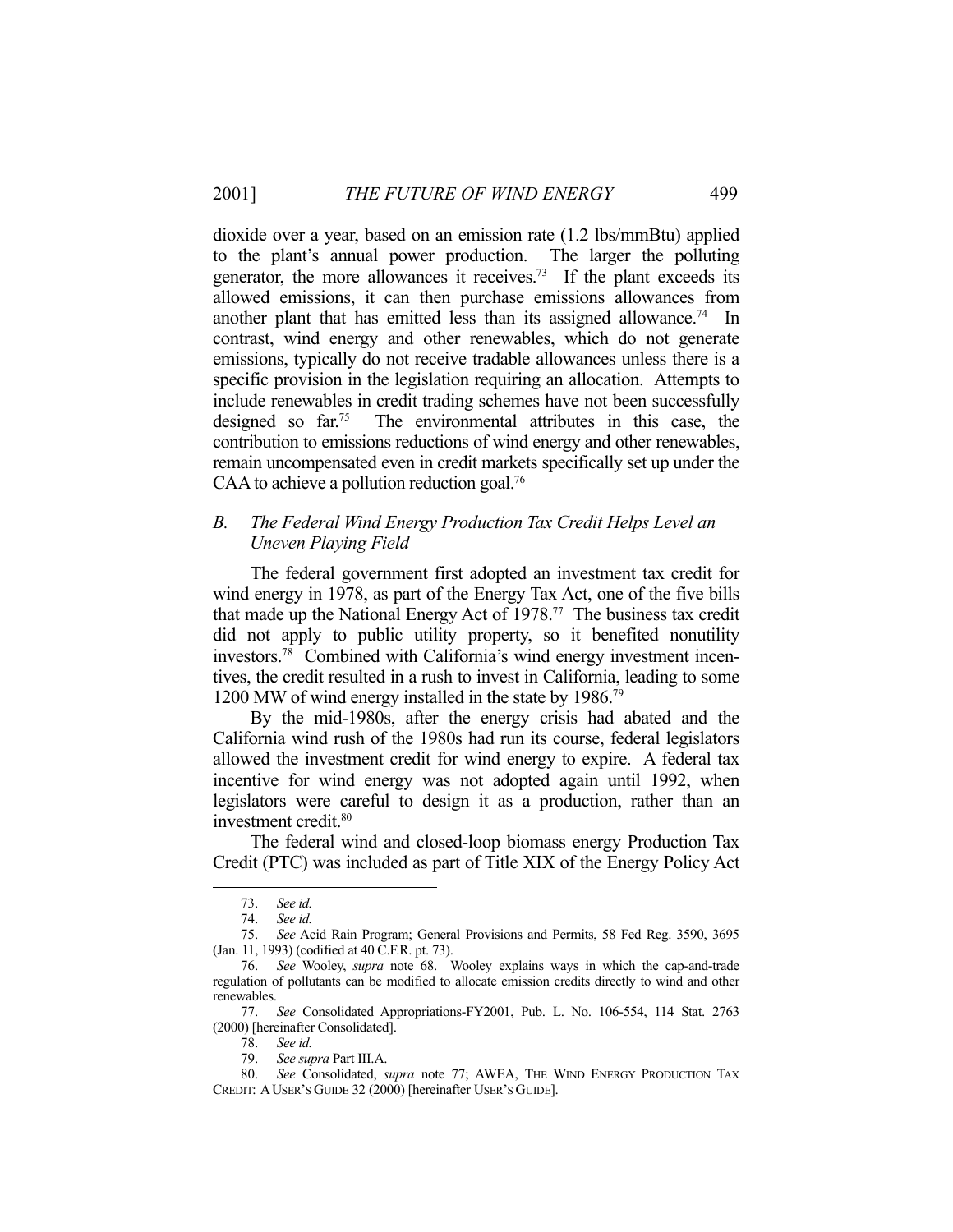dioxide over a year, based on an emission rate (1.2 lbs/mmBtu) applied to the plant's annual power production. The larger the polluting generator, the more allowances it receives.[73] If the plant exceeds its allowed emissions, it can then purchase emissions allowances from another plant that has emitted less than its assigned allowance.[74] In contrast, wind energy and other renewables, which do not generate emissions, typically do not receive tradable allowances unless there is a specific provision in the legislation requiring an allocation. Attempts to include renewables in credit trading schemes have not been successfully designed so far.[75] The environmental attributes in this case, the contribution to emissions reductions of wind energy and other renewables, remain uncompensated even in credit markets specifically set up under the CAA to achieve a pollution reduction goal.[76]

### *B. The Federal Wind Energy Production Tax Credit Helps Level an Uneven Playing Field*

The federal government first adopted an investment tax credit for wind energy in 1978, as part of the Energy Tax Act, one of the five bills that made up the National Energy Act of 1978.[77] The business tax credit did not apply to public utility property, so it benefited nonutility investors.[78] Combined with California's wind energy investment incentives, the credit resulted in a rush to invest in California, leading to some 1200 MW of wind energy installed in the state by 1986.[79]

By the mid-1980s, after the energy crisis had abated and the California wind rush of the 1980s had run its course, federal legislators allowed the investment credit for wind energy to expire. A federal tax incentive for wind energy was not adopted again until 1992, when legislators were careful to design it as a production, rather than an investment credit.[80]

The federal wind and closed-loop biomass energy Production Tax Credit (PTC) was included as part of Title XIX of the Energy Policy Act

---

73. *See id.*

74. *See id.*

75. *See* Acid Rain Program; General Provisions and Permits, 58 Fed Reg. 3590, 3695 (Jan. 11, 1993) (codified at 40 C.F.R. pt. 73).

76. *See* Wooley, *supra* note 68. Wooley explains ways in which the cap-and-trade regulation of pollutants can be modified to allocate emission credits directly to wind and other renewables.

77. *See* Consolidated Appropriations-FY2001, Pub. L. No. 106-554, 114 Stat. 2763 (2000) [hereinafter Consolidated].

78. *See id.*

79. *See supra* Part III.A.

80. *See* Consolidated, *supra* note 77; AWEA, THE WIND ENERGY PRODUCTION TAX CREDIT: A USER'S GUIDE 32 (2000) [hereinafter USER'S GUIDE].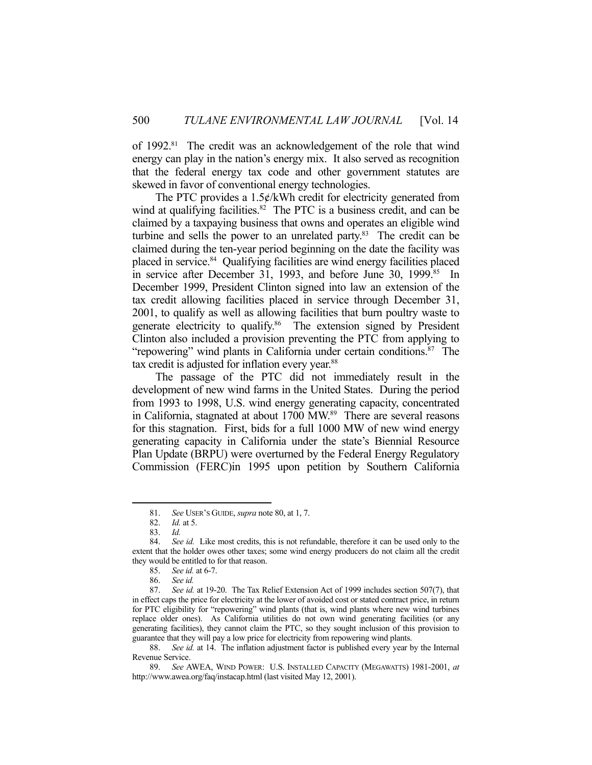of 1992.[81] The credit was an acknowledgement of the role that wind energy can play in the nation's energy mix. It also served as recognition that the federal energy tax code and other government statutes are skewed in favor of conventional energy technologies.

The PTC provides a 1.5¢/kWh credit for electricity generated from wind at qualifying facilities.[82] The PTC is a business credit, and can be claimed by a taxpaying business that owns and operates an eligible wind turbine and sells the power to an unrelated party.[83] The credit can be claimed during the ten-year period beginning on the date the facility was placed in service.[84] Qualifying facilities are wind energy facilities placed in service after December 31, 1993, and before June 30, 1999.[85] In December 1999, President Clinton signed into law an extension of the tax credit allowing facilities placed in service through December 31, 2001, to qualify as well as allowing facilities that burn poultry waste to generate electricity to qualify.[86] The extension signed by President Clinton also included a provision preventing the PTC from applying to "repowering" wind plants in California under certain conditions.[87] The tax credit is adjusted for inflation every year.[88]

The passage of the PTC did not immediately result in the development of new wind farms in the United States. During the period from 1993 to 1998, U.S. wind energy generating capacity, concentrated in California, stagnated at about 1700 MW.[89] There are several reasons for this stagnation. First, bids for a full 1000 MW of new wind energy generating capacity in California under the state's Biennial Resource Plan Update (BRPU) were overturned by the Federal Energy Regulatory Commission (FERC)in 1995 upon petition by Southern California

---

81. *See* USER'S GUIDE, *supra* note 80, at 1, 7.

82. *Id.* at 5.

83. *Id.*

84. *See id.* Like most credits, this is not refundable, therefore it can be used only to the extent that the holder owes other taxes; some wind energy producers do not claim all the credit they would be entitled to for that reason.

85. *See id.* at 6-7.

86. *See id.*

87. *See id.* at 19-20. The Tax Relief Extension Act of 1999 includes section 507(7), that in effect caps the price for electricity at the lower of avoided cost or stated contract price, in return for PTC eligibility for "repowering" wind plants (that is, wind plants where new wind turbines replace older ones). As California utilities do not own wind generating facilities (or any generating facilities), they cannot claim the PTC, so they sought inclusion of this provision to guarantee that they will pay a low price for electricity from repowering wind plants.

88. *See id.* at 14. The inflation adjustment factor is published every year by the Internal Revenue Service.

89. *See* AWEA, WIND POWER: U.S. INSTALLED CAPACITY (MEGAWATTS) 1981-2001, *at* http://www.awea.org/faq/instacap.html (last visited May 12, 2001).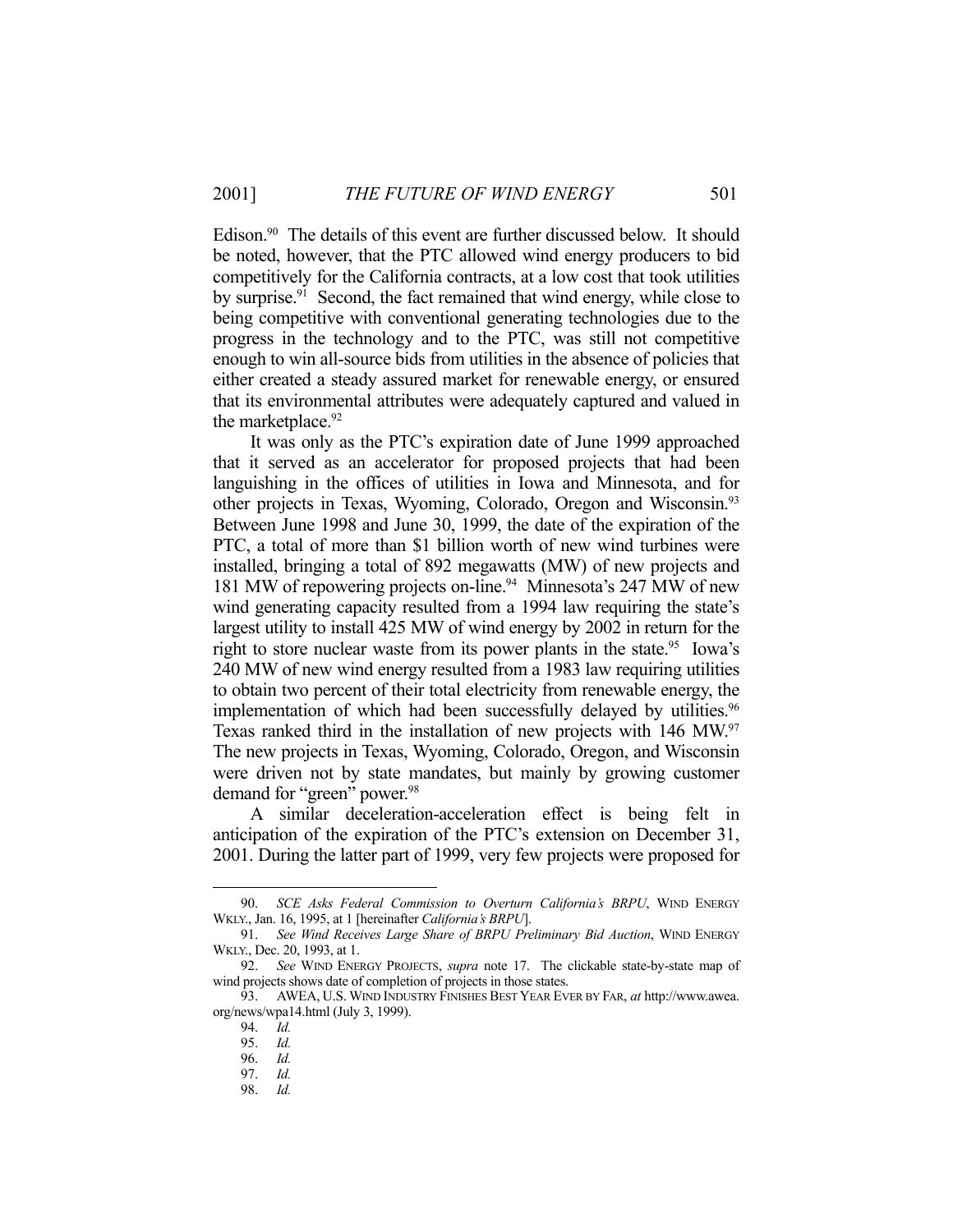Edison.[90] The details of this event are further discussed below. It should be noted, however, that the PTC allowed wind energy producers to bid competitively for the California contracts, at a low cost that took utilities by surprise.[91] Second, the fact remained that wind energy, while close to being competitive with conventional generating technologies due to the progress in the technology and to the PTC, was still not competitive enough to win all-source bids from utilities in the absence of policies that either created a steady assured market for renewable energy, or ensured that its environmental attributes were adequately captured and valued in the marketplace.[92]

It was only as the PTC's expiration date of June 1999 approached that it served as an accelerator for proposed projects that had been languishing in the offices of utilities in Iowa and Minnesota, and for other projects in Texas, Wyoming, Colorado, Oregon and Wisconsin.[93] Between June 1998 and June 30, 1999, the date of the expiration of the PTC, a total of more than $1 billion worth of new wind turbines were installed, bringing a total of 892 megawatts (MW) of new projects and 181 MW of repowering projects on-line.[94] Minnesota's 247 MW of new wind generating capacity resulted from a 1994 law requiring the state's largest utility to install 425 MW of wind energy by 2002 in return for the right to store nuclear waste from its power plants in the state.[95] Iowa's 240 MW of new wind energy resulted from a 1983 law requiring utilities to obtain two percent of their total electricity from renewable energy, the implementation of which had been successfully delayed by utilities.[96] Texas ranked third in the installation of new projects with 146 MW.[97] The new projects in Texas, Wyoming, Colorado, Oregon, and Wisconsin were driven not by state mandates, but mainly by growing customer demand for "green" power.[98]

A similar deceleration-acceleration effect is being felt in anticipation of the expiration of the PTC's extension on December 31, 2001. During the latter part of 1999, very few projects were proposed for

---

90. *SCE Asks Federal Commission to Overturn California's BRPU*, WIND ENERGY WKLY., Jan. 16, 1995, at 1 [hereinafter *California's BRPU*].

91. *See Wind Receives Large Share of BRPU Preliminary Bid Auction*, WIND ENERGY WKLY., Dec. 20, 1993, at 1.

92. *See* WIND ENERGY PROJECTS, *supra* note 17. The clickable state-by-state map of wind projects shows date of completion of projects in those states.

93. AWEA, U.S. WIND INDUSTRY FINISHES BEST YEAR EVER BY FAR, *at* http://www.awea.org/news/wpa14.html (July 3, 1999).

94. *Id.*

95. *Id.*

96. *Id.*

97. *Id.*

98. *Id.*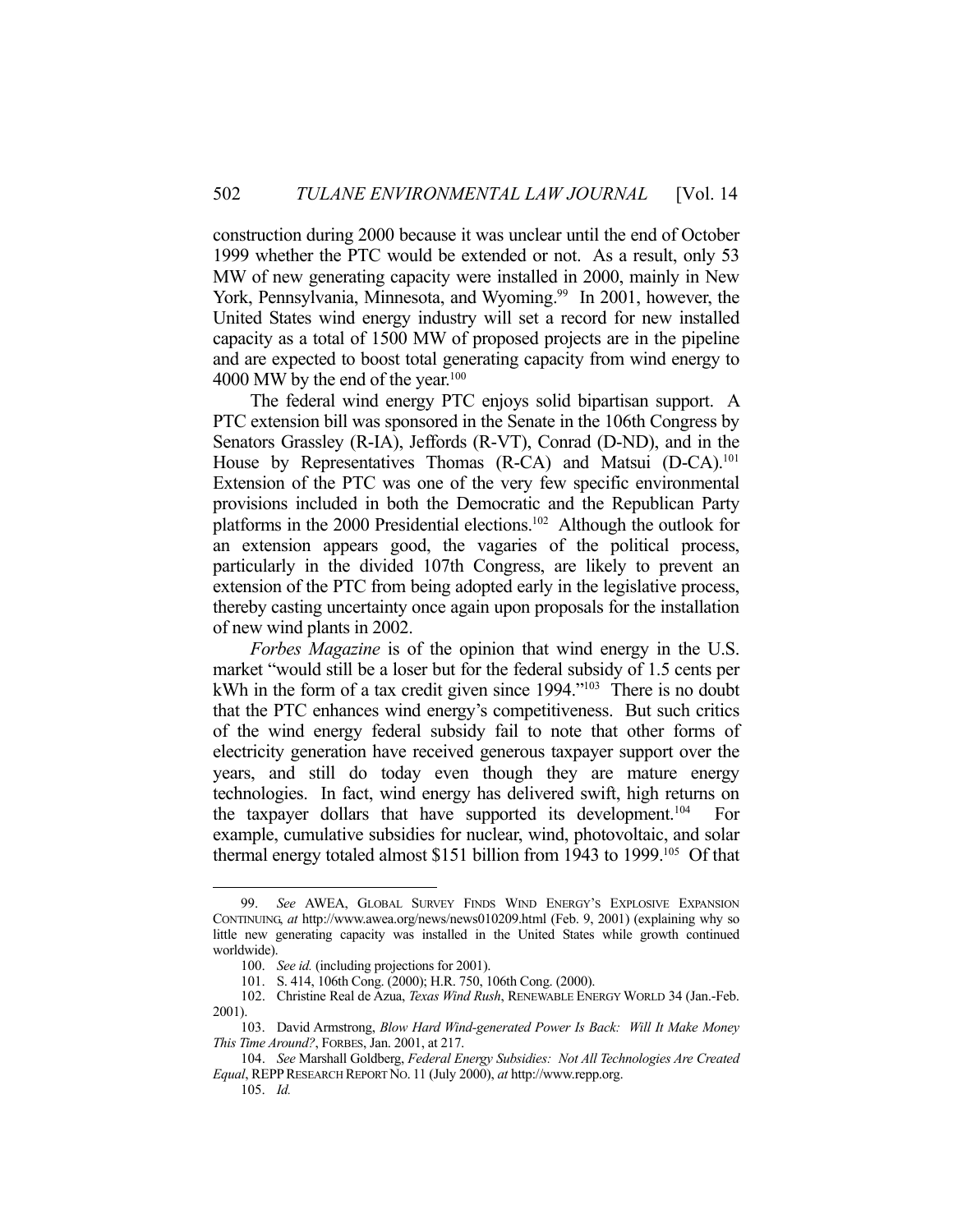construction during 2000 because it was unclear until the end of October 1999 whether the PTC would be extended or not. As a result, only 53 MW of new generating capacity were installed in 2000, mainly in New York, Pennsylvania, Minnesota, and Wyoming.[99] In 2001, however, the United States wind energy industry will set a record for new installed capacity as a total of 1500 MW of proposed projects are in the pipeline and are expected to boost total generating capacity from wind energy to 4000 MW by the end of the year.[100]

The federal wind energy PTC enjoys solid bipartisan support. A PTC extension bill was sponsored in the Senate in the 106th Congress by Senators Grassley (R-IA), Jeffords (R-VT), Conrad (D-ND), and in the House by Representatives Thomas (R-CA) and Matsui (D-CA).[101] Extension of the PTC was one of the very few specific environmental provisions included in both the Democratic and the Republican Party platforms in the 2000 Presidential elections.[102] Although the outlook for an extension appears good, the vagaries of the political process, particularly in the divided 107th Congress, are likely to prevent an extension of the PTC from being adopted early in the legislative process, thereby casting uncertainty once again upon proposals for the installation of new wind plants in 2002.

*Forbes Magazine* is of the opinion that wind energy in the U.S. market "would still be a loser but for the federal subsidy of 1.5 cents per kWh in the form of a tax credit given since 1994."[103] There is no doubt that the PTC enhances wind energy's competitiveness. But such critics of the wind energy federal subsidy fail to note that other forms of electricity generation have received generous taxpayer support over the years, and still do today even though they are mature energy technologies. In fact, wind energy has delivered swift, high returns on the taxpayer dollars that have supported its development.[104] For example, cumulative subsidies for nuclear, wind, photovoltaic, and solar thermal energy totaled almost $151 billion from 1943 to 1999.[105] Of that

---

99. *See* AWEA, GLOBAL SURVEY FINDS WIND ENERGY'S EXPLOSIVE EXPANSION CONTINUING, *at* http://www.awea.org/news/news010209.html (Feb. 9, 2001) (explaining why so little new generating capacity was installed in the United States while growth continued worldwide).

100. *See id.* (including projections for 2001).

101. S. 414, 106th Cong. (2000); H.R. 750, 106th Cong. (2000).

102. Christine Real de Azua, *Texas Wind Rush*, RENEWABLE ENERGY WORLD 34 (Jan.-Feb. 2001).

103. David Armstrong, *Blow Hard Wind-generated Power Is Back: Will It Make Money This Time Around?*, FORBES, Jan. 2001, at 217.

104. *See* Marshall Goldberg, *Federal Energy Subsidies: Not All Technologies Are Created Equal*, REPP RESEARCH REPORT NO. 11 (July 2000), *at* http://www.repp.org.

105. *Id.*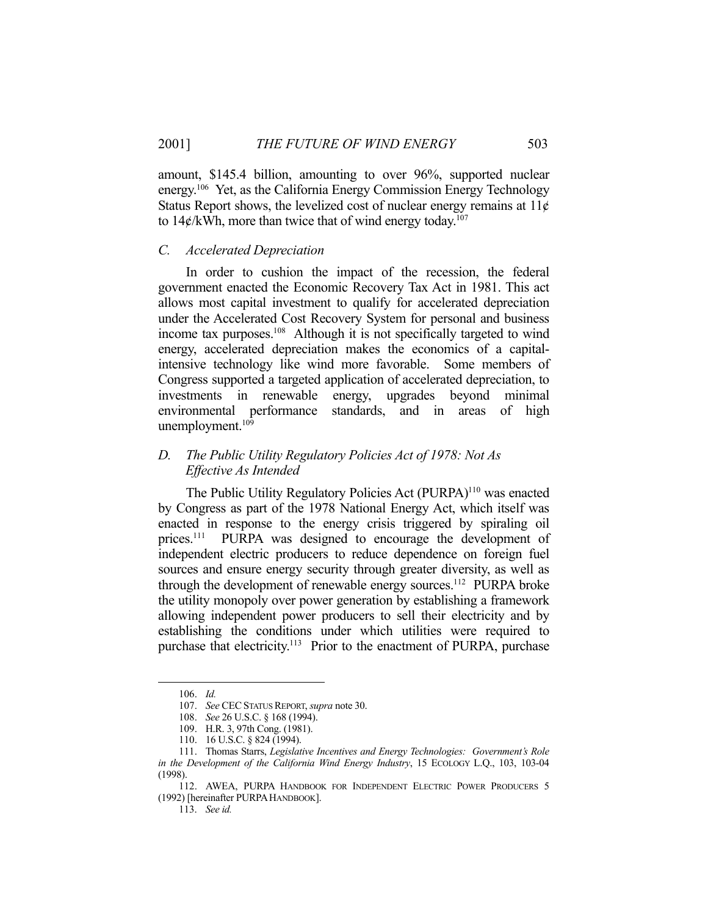amount, $145.4 billion, amounting to over 96%, supported nuclear energy.[106] Yet, as the California Energy Commission Energy Technology Status Report shows, the levelized cost of nuclear energy remains at 11¢ to 14¢/kWh, more than twice that of wind energy today.[107]

### *C. Accelerated Depreciation*

In order to cushion the impact of the recession, the federal government enacted the Economic Recovery Tax Act in 1981. This act allows most capital investment to qualify for accelerated depreciation under the Accelerated Cost Recovery System for personal and business income tax purposes.[108] Although it is not specifically targeted to wind energy, accelerated depreciation makes the economics of a capital-intensive technology like wind more favorable. Some members of Congress supported a targeted application of accelerated depreciation, to investments in renewable energy, upgrades beyond minimal environmental performance standards, and in areas of high unemployment.[109]

### *D. The Public Utility Regulatory Policies Act of 1978: Not As Effective As Intended*

The Public Utility Regulatory Policies Act (PURPA)[110] was enacted by Congress as part of the 1978 National Energy Act, which itself was enacted in response to the energy crisis triggered by spiraling oil prices.[111] PURPA was designed to encourage the development of independent electric producers to reduce dependence on foreign fuel sources and ensure energy security through greater diversity, as well as through the development of renewable energy sources.[112] PURPA broke the utility monopoly over power generation by establishing a framework allowing independent power producers to sell their electricity and by establishing the conditions under which utilities were required to purchase that electricity.[113] Prior to the enactment of PURPA, purchase

---

106. *Id.*

107. *See* CEC STATUS REPORT, *supra* note 30.

108. *See* 26 U.S.C. § 168 (1994).

109. H.R. 3, 97th Cong. (1981).

110. 16 U.S.C. § 824 (1994).

111. Thomas Starrs, *Legislative Incentives and Energy Technologies: Government's Role in the Development of the California Wind Energy Industry*, 15 ECOLOGY L.Q., 103, 103-04 (1998).

112. AWEA, PURPA HANDBOOK FOR INDEPENDENT ELECTRIC POWER PRODUCERS 5 (1992) [hereinafter PURPA HANDBOOK].

113. *See id.*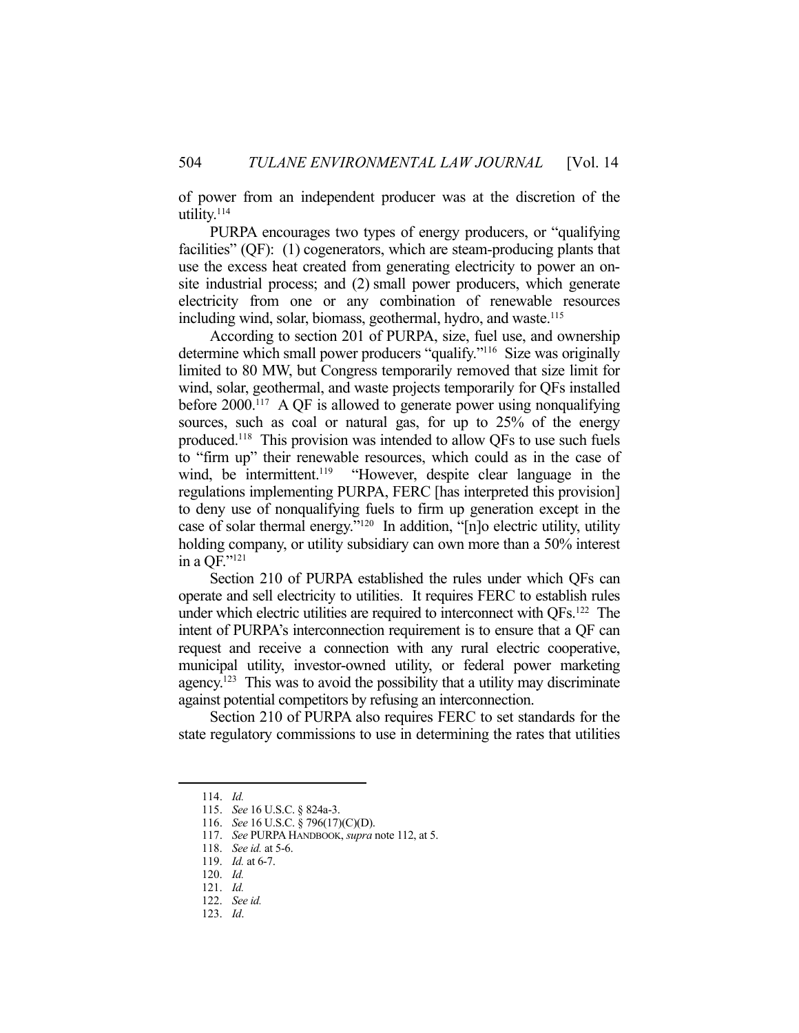of power from an independent producer was at the discretion of the utility.[114]

PURPA encourages two types of energy producers, or "qualifying facilities" (QF): (1) cogenerators, which are steam-producing plants that use the excess heat created from generating electricity to power an on-site industrial process; and (2) small power producers, which generate electricity from one or any combination of renewable resources including wind, solar, biomass, geothermal, hydro, and waste.[115]

According to section 201 of PURPA, size, fuel use, and ownership determine which small power producers "qualify."[116] Size was originally limited to 80 MW, but Congress temporarily removed that size limit for wind, solar, geothermal, and waste projects temporarily for QFs installed before 2000.[117] A QF is allowed to generate power using nonqualifying sources, such as coal or natural gas, for up to 25% of the energy produced.[118] This provision was intended to allow QFs to use such fuels to "firm up" their renewable resources, which could as in the case of wind, be intermittent.[119] "However, despite clear language in the regulations implementing PURPA, FERC [has interpreted this provision] to deny use of nonqualifying fuels to firm up generation except in the case of solar thermal energy."[120] In addition, "[n]o electric utility, utility holding company, or utility subsidiary can own more than a 50% interest in a QF."[121]

Section 210 of PURPA established the rules under which QFs can operate and sell electricity to utilities. It requires FERC to establish rules under which electric utilities are required to interconnect with QFs.[122] The intent of PURPA's interconnection requirement is to ensure that a QF can request and receive a connection with any rural electric cooperative, municipal utility, investor-owned utility, or federal power marketing agency.[123] This was to avoid the possibility that a utility may discriminate against potential competitors by refusing an interconnection.

Section 210 of PURPA also requires FERC to set standards for the state regulatory commissions to use in determining the rates that utilities

---

114. *Id.*
115. *See* 16 U.S.C. § 824a-3.
116. *See* 16 U.S.C. § 796(17)(C)(D).
117. *See* PURPA HANDBOOK, *supra* note 112, at 5.
118. *See id.* at 5-6.
119. *Id.* at 6-7.
120. *Id.*
121. *Id.*
122. *See id.*
123. *Id*.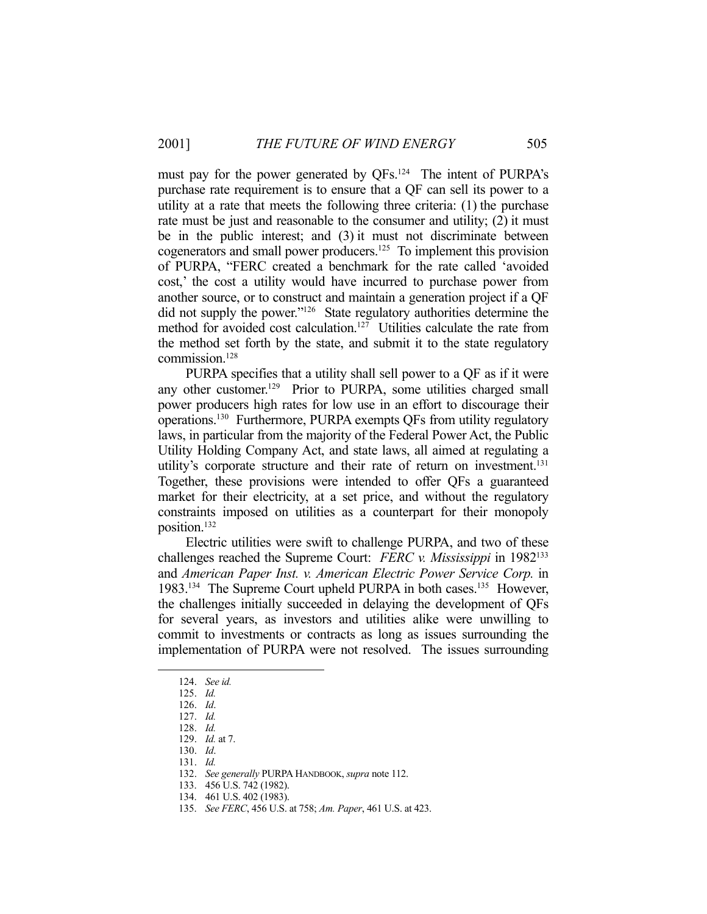must pay for the power generated by QFs.[124] The intent of PURPA's purchase rate requirement is to ensure that a QF can sell its power to a utility at a rate that meets the following three criteria: (1) the purchase rate must be just and reasonable to the consumer and utility; (2) it must be in the public interest; and (3) it must not discriminate between cogenerators and small power producers.[125] To implement this provision of PURPA, "FERC created a benchmark for the rate called 'avoided cost,' the cost a utility would have incurred to purchase power from another source, or to construct and maintain a generation project if a QF did not supply the power."[126] State regulatory authorities determine the method for avoided cost calculation.[127] Utilities calculate the rate from the method set forth by the state, and submit it to the state regulatory commission.[128]

PURPA specifies that a utility shall sell power to a QF as if it were any other customer.[129] Prior to PURPA, some utilities charged small power producers high rates for low use in an effort to discourage their operations.[130] Furthermore, PURPA exempts QFs from utility regulatory laws, in particular from the majority of the Federal Power Act, the Public Utility Holding Company Act, and state laws, all aimed at regulating a utility's corporate structure and their rate of return on investment.[131] Together, these provisions were intended to offer QFs a guaranteed market for their electricity, at a set price, and without the regulatory constraints imposed on utilities as a counterpart for their monopoly position.[132]

Electric utilities were swift to challenge PURPA, and two of these challenges reached the Supreme Court: *FERC v. Mississippi* in 1982[133] and *American Paper Inst. v. American Electric Power Service Corp.* in 1983.[134] The Supreme Court upheld PURPA in both cases.[135] However, the challenges initially succeeded in delaying the development of QFs for several years, as investors and utilities alike were unwilling to commit to investments or contracts as long as issues surrounding the implementation of PURPA were not resolved. The issues surrounding

---

124. *See id.*
125. *Id.*
126. *Id*.
127. *Id.*
128. *Id.*
129. *Id.* at 7.
130. *Id*.
131. *Id.*
132. *See generally* PURPA HANDBOOK, *supra* note 112.
133. 456 U.S. 742 (1982).
134. 461 U.S. 402 (1983).
135. *See FERC*, 456 U.S. at 758; *Am. Paper*, 461 U.S. at 423.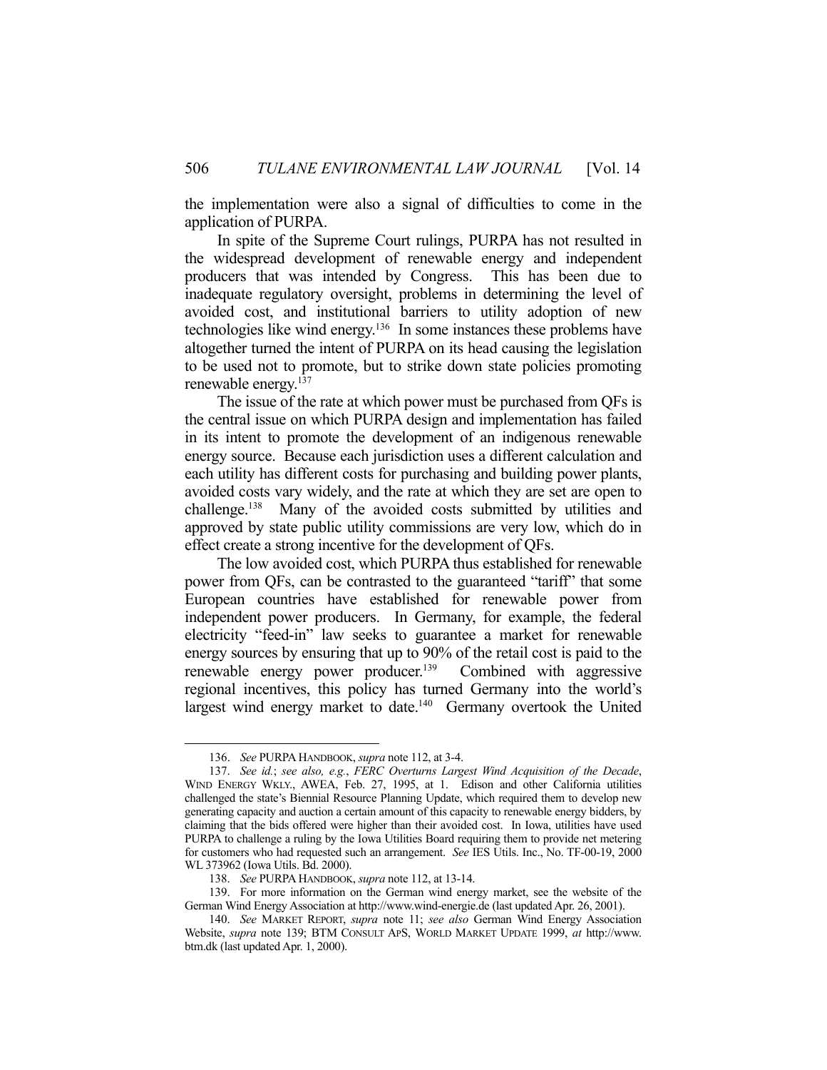the implementation were also a signal of difficulties to come in the application of PURPA.

In spite of the Supreme Court rulings, PURPA has not resulted in the widespread development of renewable energy and independent producers that was intended by Congress. This has been due to inadequate regulatory oversight, problems in determining the level of avoided cost, and institutional barriers to utility adoption of new technologies like wind energy.[136] In some instances these problems have altogether turned the intent of PURPA on its head causing the legislation to be used not to promote, but to strike down state policies promoting renewable energy.[137]

The issue of the rate at which power must be purchased from QFs is the central issue on which PURPA design and implementation has failed in its intent to promote the development of an indigenous renewable energy source. Because each jurisdiction uses a different calculation and each utility has different costs for purchasing and building power plants, avoided costs vary widely, and the rate at which they are set are open to challenge.[138] Many of the avoided costs submitted by utilities and approved by state public utility commissions are very low, which do in effect create a strong incentive for the development of QFs.

The low avoided cost, which PURPA thus established for renewable power from QFs, can be contrasted to the guaranteed "tariff" that some European countries have established for renewable power from independent power producers. In Germany, for example, the federal electricity "feed-in" law seeks to guarantee a market for renewable energy sources by ensuring that up to 90% of the retail cost is paid to the renewable energy power producer.[139] Combined with aggressive regional incentives, this policy has turned Germany into the world's largest wind energy market to date.[140] Germany overtook the United

---

136. *See* PURPA HANDBOOK, *supra* note 112, at 3-4.

137. *See id.*; *see also, e.g.*, *FERC Overturns Largest Wind Acquisition of the Decade*, WIND ENERGY WKLY., AWEA, Feb. 27, 1995, at 1. Edison and other California utilities challenged the state's Biennial Resource Planning Update, which required them to develop new generating capacity and auction a certain amount of this capacity to renewable energy bidders, by claiming that the bids offered were higher than their avoided cost. In Iowa, utilities have used PURPA to challenge a ruling by the Iowa Utilities Board requiring them to provide net metering for customers who had requested such an arrangement. *See* IES Utils. Inc., No. TF-00-19, 2000 WL 373962 (Iowa Utils. Bd. 2000).

138. *See* PURPA HANDBOOK, *supra* note 112, at 13-14.

139. For more information on the German wind energy market, see the website of the German Wind Energy Association at http://www.wind-energie.de (last updated Apr. 26, 2001).

140. *See* MARKET REPORT, *supra* note 11; *see also* German Wind Energy Association Website, *supra* note 139; BTM CONSULT APS, WORLD MARKET UPDATE 1999, *at* http://www.btm.dk (last updated Apr. 1, 2000).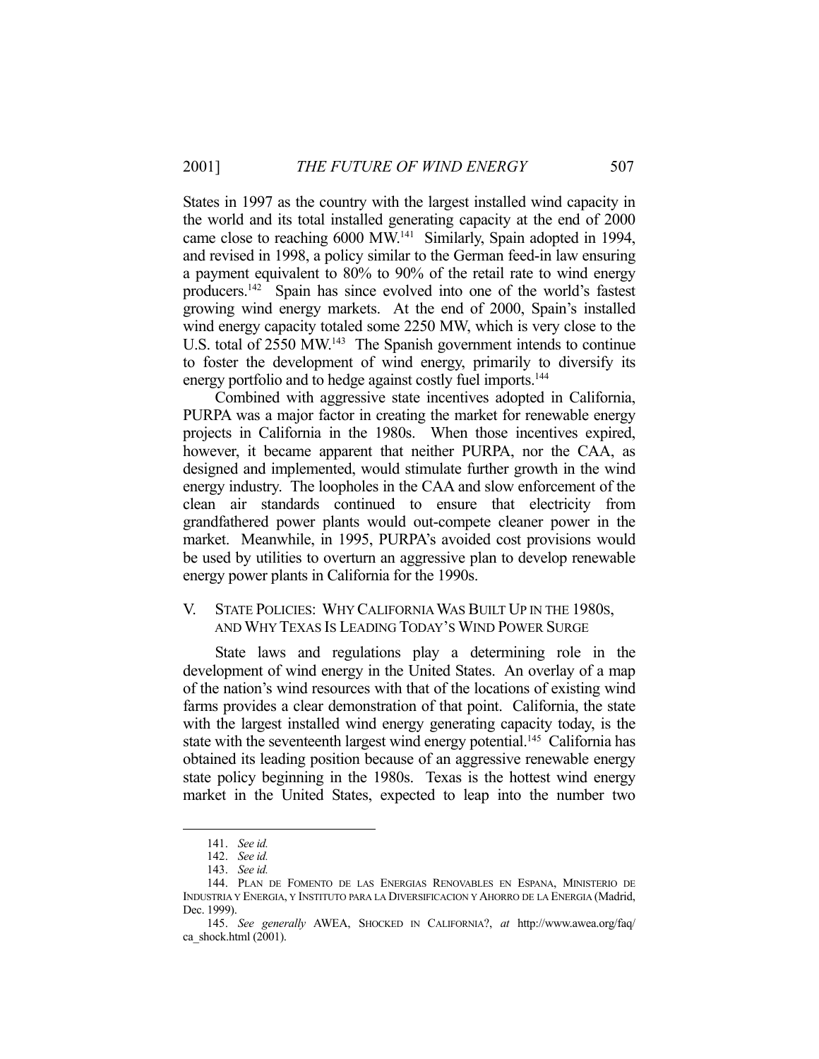States in 1997 as the country with the largest installed wind capacity in the world and its total installed generating capacity at the end of 2000 came close to reaching 6000 MW.[141] Similarly, Spain adopted in 1994, and revised in 1998, a policy similar to the German feed-in law ensuring a payment equivalent to 80% to 90% of the retail rate to wind energy producers.[142] Spain has since evolved into one of the world's fastest growing wind energy markets. At the end of 2000, Spain's installed wind energy capacity totaled some 2250 MW, which is very close to the U.S. total of 2550 MW.[143] The Spanish government intends to continue to foster the development of wind energy, primarily to diversify its energy portfolio and to hedge against costly fuel imports.[144]

Combined with aggressive state incentives adopted in California, PURPA was a major factor in creating the market for renewable energy projects in California in the 1980s. When those incentives expired, however, it became apparent that neither PURPA, nor the CAA, as designed and implemented, would stimulate further growth in the wind energy industry. The loopholes in the CAA and slow enforcement of the clean air standards continued to ensure that electricity from grandfathered power plants would out-compete cleaner power in the market. Meanwhile, in 1995, PURPA's avoided cost provisions would be used by utilities to overturn an aggressive plan to develop renewable energy power plants in California for the 1990s.

## V. STATE POLICIES: WHY CALIFORNIA WAS BUILT UP IN THE 1980S, AND WHY TEXAS IS LEADING TODAY'S WIND POWER SURGE

State laws and regulations play a determining role in the development of wind energy in the United States. An overlay of a map of the nation's wind resources with that of the locations of existing wind farms provides a clear demonstration of that point. California, the state with the largest installed wind energy generating capacity today, is the state with the seventeenth largest wind energy potential.[145] California has obtained its leading position because of an aggressive renewable energy state policy beginning in the 1980s. Texas is the hottest wind energy market in the United States, expected to leap into the number two

---

141. *See id.*

142. *See id.*

143. *See id.*

144. PLAN DE FOMENTO DE LAS ENERGIAS RENOVABLES EN ESPANA, MINISTERIO DE INDUSTRIA Y ENERGIA, Y INSTITUTO PARA LA DIVERSIFICACION Y AHORRO DE LA ENERGIA (Madrid, Dec. 1999).

145. *See generally* AWEA, SHOCKED IN CALIFORNIA?, *at* http://www.awea.org/faq/ca_shock.html (2001).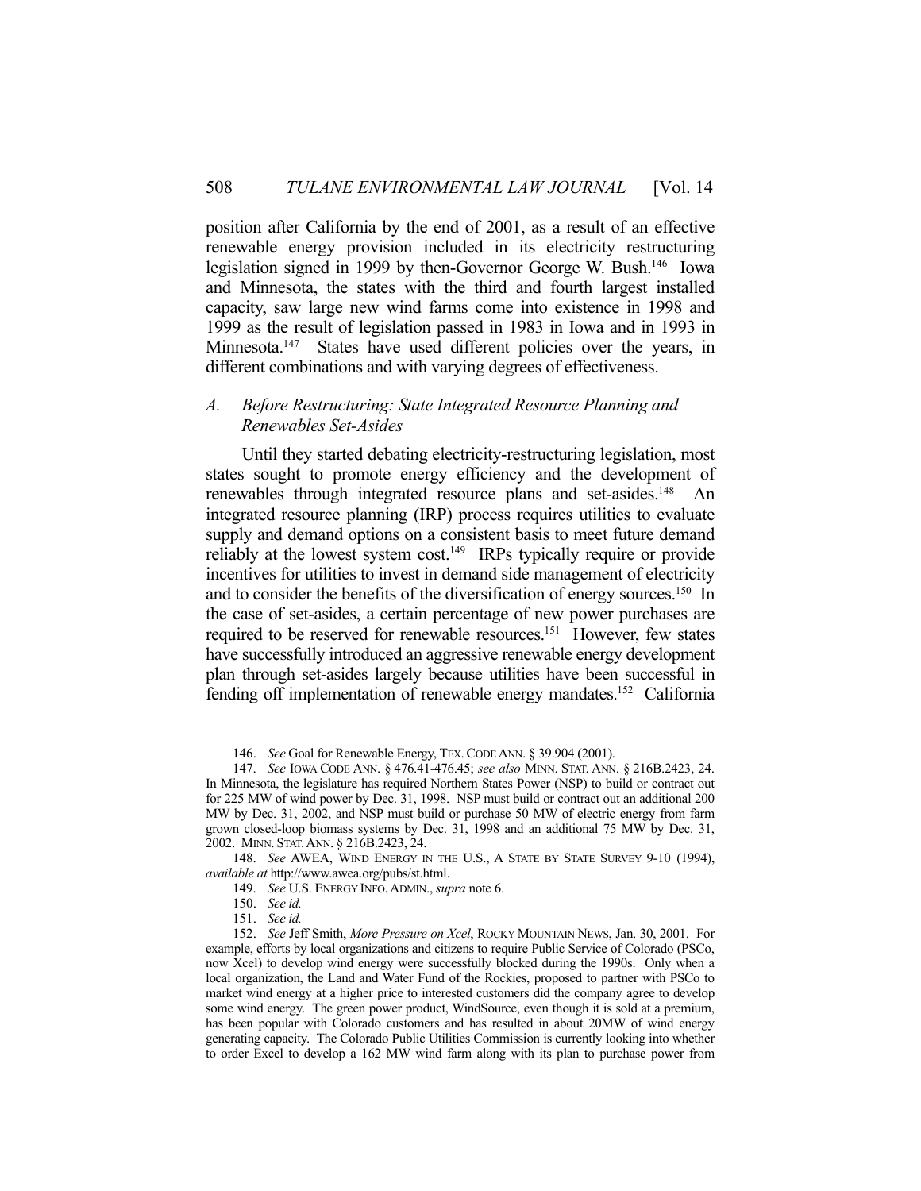position after California by the end of 2001, as a result of an effective renewable energy provision included in its electricity restructuring legislation signed in 1999 by then-Governor George W. Bush.[146] Iowa and Minnesota, the states with the third and fourth largest installed capacity, saw large new wind farms come into existence in 1998 and 1999 as the result of legislation passed in 1983 in Iowa and in 1993 in Minnesota.[147] States have used different policies over the years, in different combinations and with varying degrees of effectiveness.

### A. *Before Restructuring: State Integrated Resource Planning and Renewables Set-Asides*

Until they started debating electricity-restructuring legislation, most states sought to promote energy efficiency and the development of renewables through integrated resource plans and set-asides.[148] An integrated resource planning (IRP) process requires utilities to evaluate supply and demand options on a consistent basis to meet future demand reliably at the lowest system cost.[149] IRPs typically require or provide incentives for utilities to invest in demand side management of electricity and to consider the benefits of the diversification of energy sources.[150] In the case of set-asides, a certain percentage of new power purchases are required to be reserved for renewable resources.[151] However, few states have successfully introduced an aggressive renewable energy development plan through set-asides largely because utilities have been successful in fending off implementation of renewable energy mandates.[152] California

---

146. *See* Goal for Renewable Energy, TEX. CODE ANN. § 39.904 (2001).

147. *See* IOWA CODE ANN. § 476.41-476.45; *see also* MINN. STAT. ANN. § 216B.2423, 24. In Minnesota, the legislature has required Northern States Power (NSP) to build or contract out for 225 MW of wind power by Dec. 31, 1998. NSP must build or contract out an additional 200 MW by Dec. 31, 2002, and NSP must build or purchase 50 MW of electric energy from farm grown closed-loop biomass systems by Dec. 31, 1998 and an additional 75 MW by Dec. 31, 2002. MINN. STAT. ANN. § 216B.2423, 24.

148. *See* AWEA, WIND ENERGY IN THE U.S., A STATE BY STATE SURVEY 9-10 (1994), *available at* http://www.awea.org/pubs/st.html.

149. *See* U.S. ENERGY INFO. ADMIN., *supra* note 6.

150. *See id.*

151. *See id.*

152. *See* Jeff Smith, *More Pressure on Xcel*, ROCKY MOUNTAIN NEWS, Jan. 30, 2001. For example, efforts by local organizations and citizens to require Public Service of Colorado (PSCo, now Xcel) to develop wind energy were successfully blocked during the 1990s. Only when a local organization, the Land and Water Fund of the Rockies, proposed to partner with PSCo to market wind energy at a higher price to interested customers did the company agree to develop some wind energy. The green power product, WindSource, even though it is sold at a premium, has been popular with Colorado customers and has resulted in about 20MW of wind energy generating capacity. The Colorado Public Utilities Commission is currently looking into whether to order Excel to develop a 162 MW wind farm along with its plan to purchase power from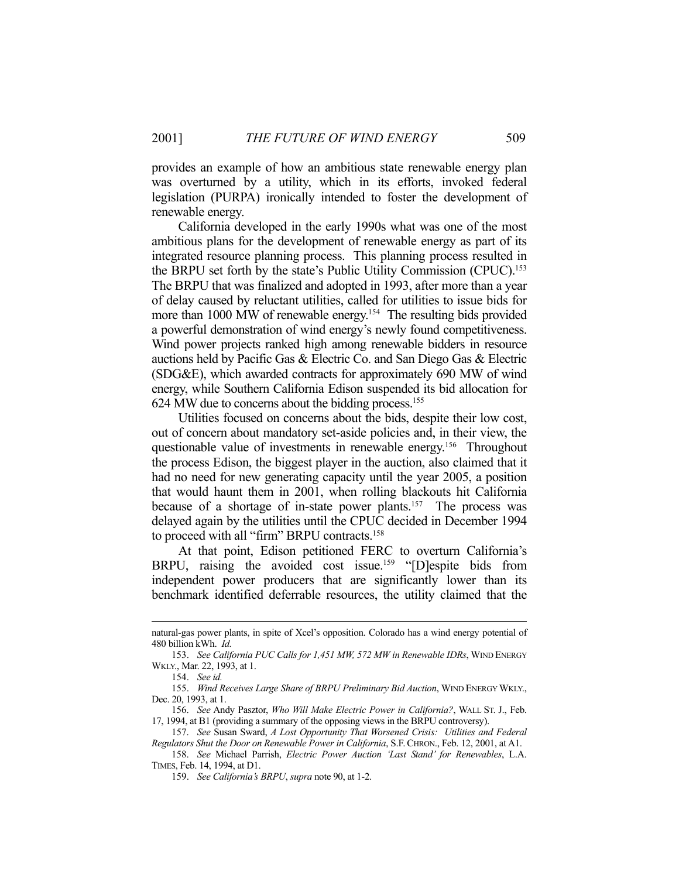provides an example of how an ambitious state renewable energy plan was overturned by a utility, which in its efforts, invoked federal legislation (PURPA) ironically intended to foster the development of renewable energy.

California developed in the early 1990s what was one of the most ambitious plans for the development of renewable energy as part of its integrated resource planning process. This planning process resulted in the BRPU set forth by the state's Public Utility Commission (CPUC).[153] The BRPU that was finalized and adopted in 1993, after more than a year of delay caused by reluctant utilities, called for utilities to issue bids for more than 1000 MW of renewable energy.[154] The resulting bids provided a powerful demonstration of wind energy's newly found competitiveness. Wind power projects ranked high among renewable bidders in resource auctions held by Pacific Gas & Electric Co. and San Diego Gas & Electric (SDG&E), which awarded contracts for approximately 690 MW of wind energy, while Southern California Edison suspended its bid allocation for 624 MW due to concerns about the bidding process.[155]

Utilities focused on concerns about the bids, despite their low cost, out of concern about mandatory set-aside policies and, in their view, the questionable value of investments in renewable energy.[156] Throughout the process Edison, the biggest player in the auction, also claimed that it had no need for new generating capacity until the year 2005, a position that would haunt them in 2001, when rolling blackouts hit California because of a shortage of in-state power plants.[157] The process was delayed again by the utilities until the CPUC decided in December 1994 to proceed with all "firm" BRPU contracts.[158]

At that point, Edison petitioned FERC to overturn California's BRPU, raising the avoided cost issue.[159] "[D]espite bids from independent power producers that are significantly lower than its benchmark identified deferrable resources, the utility claimed that the

---

natural-gas power plants, in spite of Xcel's opposition. Colorado has a wind energy potential of 480 billion kWh. *Id.*

153. *See California PUC Calls for 1,451 MW, 572 MW in Renewable IDRs*, WIND ENERGY WKLY., Mar. 22, 1993, at 1.

154. *See id.*

155. *Wind Receives Large Share of BRPU Preliminary Bid Auction*, WIND ENERGY WKLY., Dec. 20, 1993, at 1.

156. *See* Andy Pasztor, *Who Will Make Electric Power in California?*, WALL ST. J., Feb. 17, 1994, at B1 (providing a summary of the opposing views in the BRPU controversy).

157. *See* Susan Sward, *A Lost Opportunity That Worsened Crisis: Utilities and Federal Regulators Shut the Door on Renewable Power in California*, S.F. CHRON., Feb. 12, 2001, at A1.

158. *See* Michael Parrish, *Electric Power Auction 'Last Stand' for Renewables*, L.A. TIMES, Feb. 14, 1994, at D1.

159. *See California's BRPU*, *supra* note 90, at 1-2.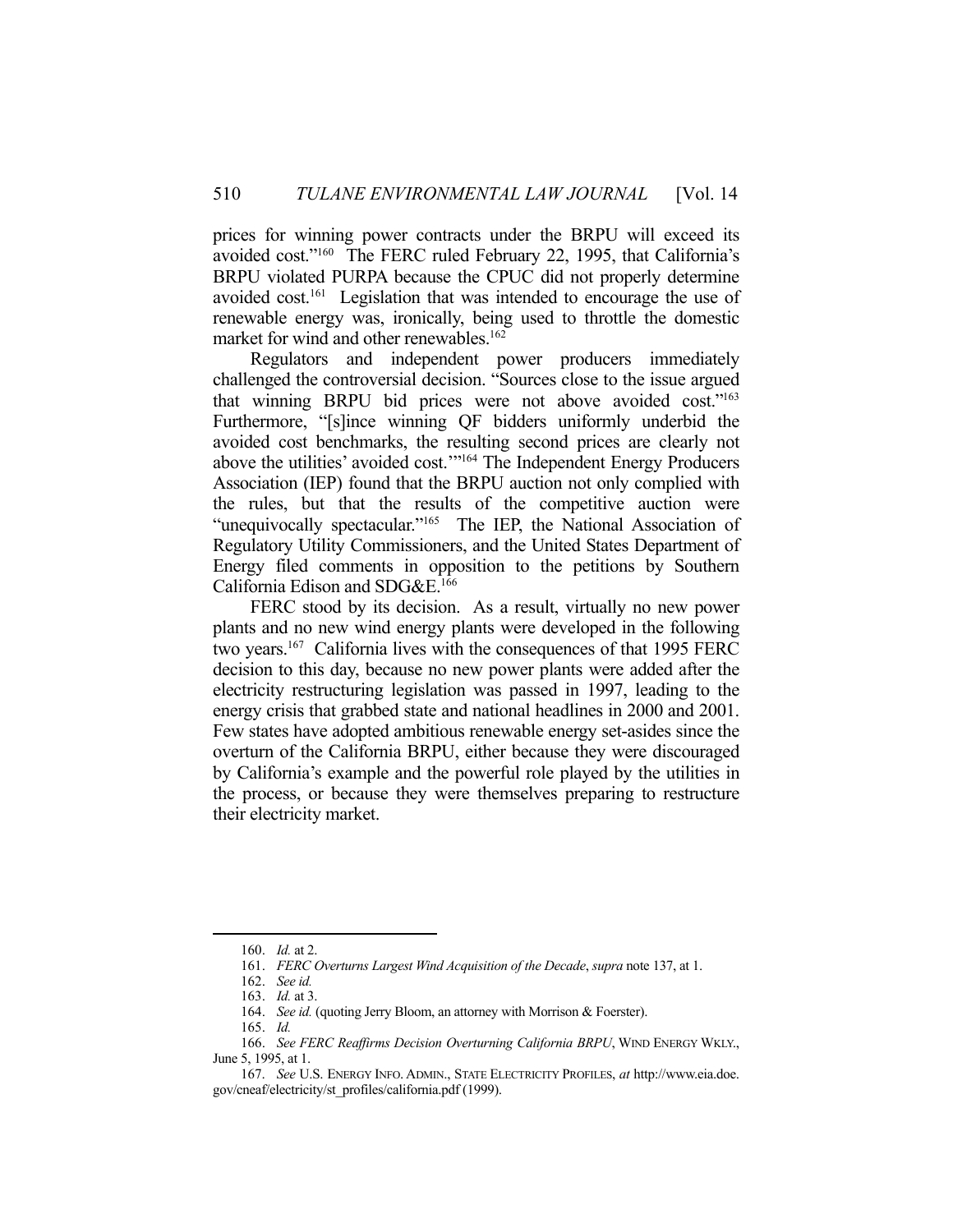prices for winning power contracts under the BRPU will exceed its avoided cost."[160] The FERC ruled February 22, 1995, that California's BRPU violated PURPA because the CPUC did not properly determine avoided cost.[161] Legislation that was intended to encourage the use of renewable energy was, ironically, being used to throttle the domestic market for wind and other renewables.[162]

Regulators and independent power producers immediately challenged the controversial decision. "Sources close to the issue argued that winning BRPU bid prices were not above avoided cost."[163] Furthermore, "[s]ince winning QF bidders uniformly underbid the avoided cost benchmarks, the resulting second prices are clearly not above the utilities' avoided cost.'"[164] The Independent Energy Producers Association (IEP) found that the BRPU auction not only complied with the rules, but that the results of the competitive auction were "unequivocally spectacular."[165] The IEP, the National Association of Regulatory Utility Commissioners, and the United States Department of Energy filed comments in opposition to the petitions by Southern California Edison and SDG&E.[166]

FERC stood by its decision. As a result, virtually no new power plants and no new wind energy plants were developed in the following two years.[167] California lives with the consequences of that 1995 FERC decision to this day, because no new power plants were added after the electricity restructuring legislation was passed in 1997, leading to the energy crisis that grabbed state and national headlines in 2000 and 2001. Few states have adopted ambitious renewable energy set-asides since the overturn of the California BRPU, either because they were discouraged by California's example and the powerful role played by the utilities in the process, or because they were themselves preparing to restructure their electricity market.

---

160. *Id.* at 2.

161. *FERC Overturns Largest Wind Acquisition of the Decade*, *supra* note 137, at 1.

162. *See id.*

163. *Id.* at 3.

164. *See id.* (quoting Jerry Bloom, an attorney with Morrison & Foerster).

165. *Id.*

166. *See FERC Reaffirms Decision Overturning California BRPU*, WIND ENERGY WKLY., June 5, 1995, at 1.

167. *See* U.S. ENERGY INFO. ADMIN., STATE ELECTRICITY PROFILES, *at* http://www.eia.doe.gov/cneaf/electricity/st_profiles/california.pdf (1999).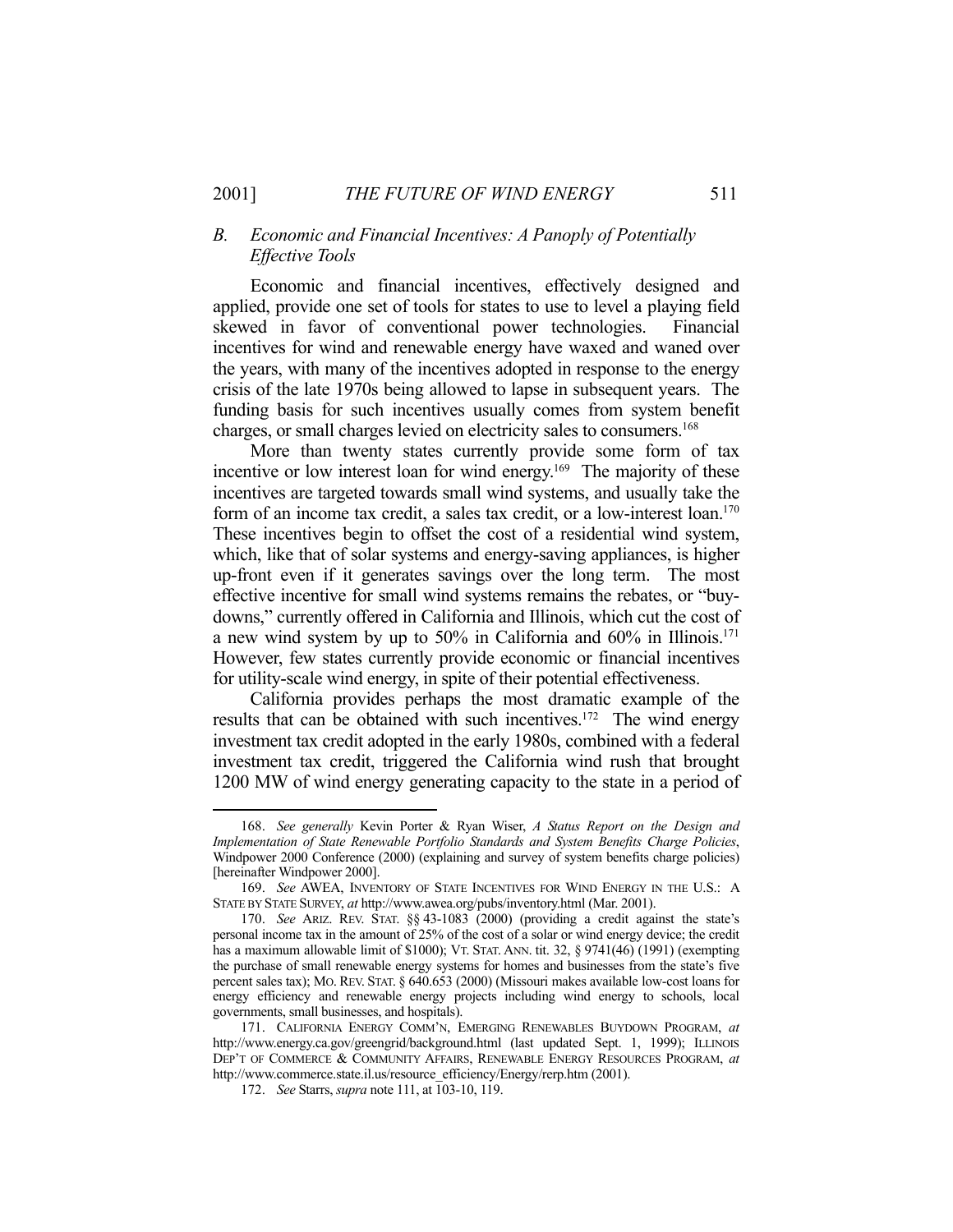### *B. Economic and Financial Incentives: A Panoply of Potentially Effective Tools*

Economic and financial incentives, effectively designed and applied, provide one set of tools for states to use to level a playing field skewed in favor of conventional power technologies. Financial incentives for wind and renewable energy have waxed and waned over the years, with many of the incentives adopted in response to the energy crisis of the late 1970s being allowed to lapse in subsequent years. The funding basis for such incentives usually comes from system benefit charges, or small charges levied on electricity sales to consumers.[168]

More than twenty states currently provide some form of tax incentive or low interest loan for wind energy.[169] The majority of these incentives are targeted towards small wind systems, and usually take the form of an income tax credit, a sales tax credit, or a low-interest loan.[170] These incentives begin to offset the cost of a residential wind system, which, like that of solar systems and energy-saving appliances, is higher up-front even if it generates savings over the long term. The most effective incentive for small wind systems remains the rebates, or "buy-downs," currently offered in California and Illinois, which cut the cost of a new wind system by up to 50% in California and 60% in Illinois.[171] However, few states currently provide economic or financial incentives for utility-scale wind energy, in spite of their potential effectiveness.

California provides perhaps the most dramatic example of the results that can be obtained with such incentives.[172] The wind energy investment tax credit adopted in the early 1980s, combined with a federal investment tax credit, triggered the California wind rush that brought 1200 MW of wind energy generating capacity to the state in a period of

---

168. *See generally* Kevin Porter & Ryan Wiser, *A Status Report on the Design and Implementation of State Renewable Portfolio Standards and System Benefits Charge Policies*, Windpower 2000 Conference (2000) (explaining and survey of system benefits charge policies) [hereinafter Windpower 2000].

169. *See* AWEA, INVENTORY OF STATE INCENTIVES FOR WIND ENERGY IN THE U.S.: A STATE BY STATE SURVEY, *at* http://www.awea.org/pubs/inventory.html (Mar. 2001).

170. *See* ARIZ. REV. STAT. §§ 43-1083 (2000) (providing a credit against the state's personal income tax in the amount of 25% of the cost of a solar or wind energy device; the credit has a maximum allowable limit of $1000); VT. STAT. ANN. tit. 32, § 9741(46) (1991) (exempting the purchase of small renewable energy systems for homes and businesses from the state's five percent sales tax); MO. REV. STAT. § 640.653 (2000) (Missouri makes available low-cost loans for energy efficiency and renewable energy projects including wind energy to schools, local governments, small businesses, and hospitals).

171. CALIFORNIA ENERGY COMM'N, EMERGING RENEWABLES BUYDOWN PROGRAM, *at* http://www.energy.ca.gov/greengrid/background.html (last updated Sept. 1, 1999); ILLINOIS DEP'T OF COMMERCE & COMMUNITY AFFAIRS, RENEWABLE ENERGY RESOURCES PROGRAM, *at* http://www.commerce.state.il.us/resource_efficiency/Energy/rerp.htm (2001).

172. *See* Starrs, *supra* note 111, at 103-10, 119.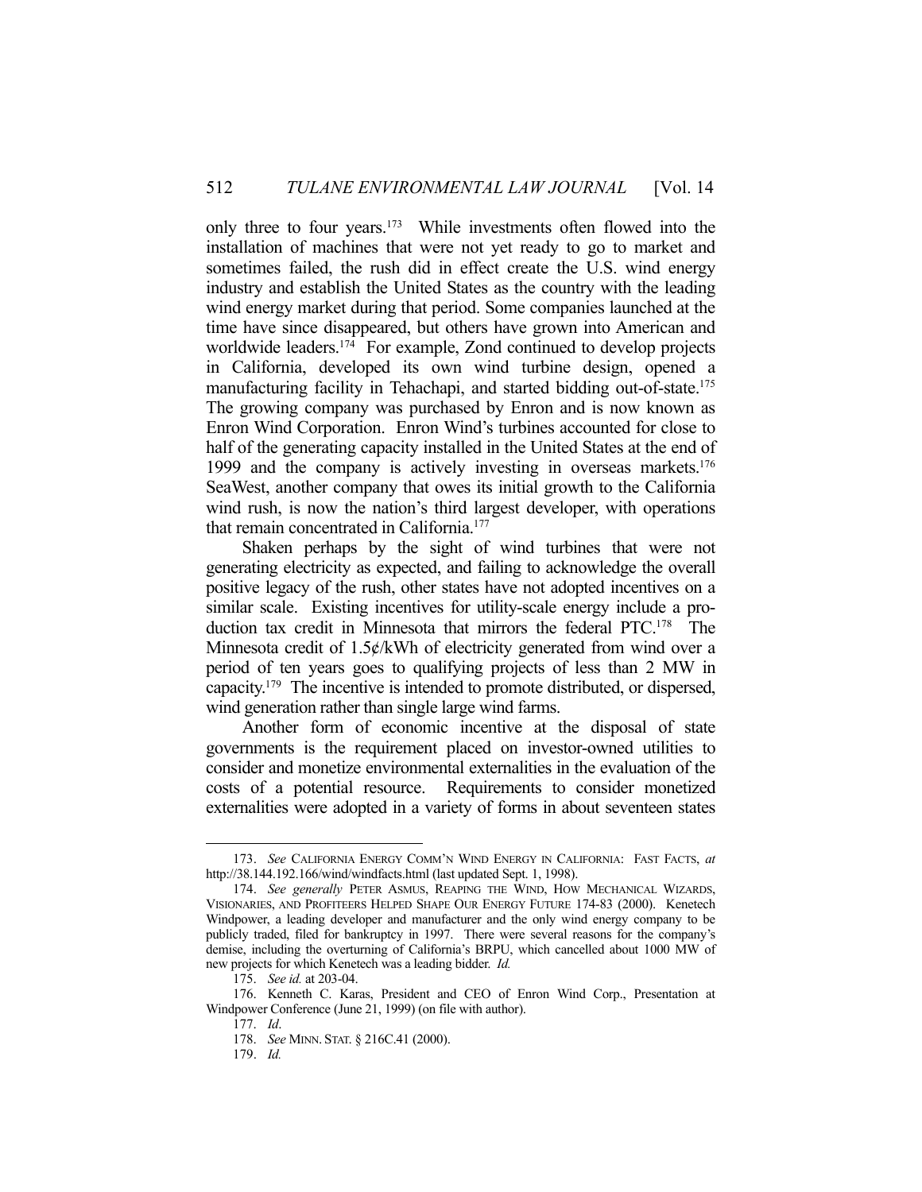only three to four years.[173] While investments often flowed into the installation of machines that were not yet ready to go to market and sometimes failed, the rush did in effect create the U.S. wind energy industry and establish the United States as the country with the leading wind energy market during that period. Some companies launched at the time have since disappeared, but others have grown into American and worldwide leaders.[174] For example, Zond continued to develop projects in California, developed its own wind turbine design, opened a manufacturing facility in Tehachapi, and started bidding out-of-state.[175] The growing company was purchased by Enron and is now known as Enron Wind Corporation. Enron Wind's turbines accounted for close to half of the generating capacity installed in the United States at the end of 1999 and the company is actively investing in overseas markets.[176] SeaWest, another company that owes its initial growth to the California wind rush, is now the nation's third largest developer, with operations that remain concentrated in California.[177]

Shaken perhaps by the sight of wind turbines that were not generating electricity as expected, and failing to acknowledge the overall positive legacy of the rush, other states have not adopted incentives on a similar scale. Existing incentives for utility-scale energy include a production tax credit in Minnesota that mirrors the federal PTC.[178] The Minnesota credit of 1.5¢/kWh of electricity generated from wind over a period of ten years goes to qualifying projects of less than 2 MW in capacity.[179] The incentive is intended to promote distributed, or dispersed, wind generation rather than single large wind farms.

Another form of economic incentive at the disposal of state governments is the requirement placed on investor-owned utilities to consider and monetize environmental externalities in the evaluation of the costs of a potential resource. Requirements to consider monetized externalities were adopted in a variety of forms in about seventeen states

---

173. *See* CALIFORNIA ENERGY COMM'N WIND ENERGY IN CALIFORNIA: FAST FACTS, *at* http://38.144.192.166/wind/windfacts.html (last updated Sept. 1, 1998).

174. *See generally* PETER ASMUS, REAPING THE WIND, HOW MECHANICAL WIZARDS, VISIONARIES, AND PROFITEERS HELPED SHAPE OUR ENERGY FUTURE 174-83 (2000). Kenetech Windpower, a leading developer and manufacturer and the only wind energy company to be publicly traded, filed for bankruptcy in 1997. There were several reasons for the company's demise, including the overturning of California's BRPU, which cancelled about 1000 MW of new projects for which Kenetech was a leading bidder. *Id.*

175. *See id.* at 203-04.

176. Kenneth C. Karas, President and CEO of Enron Wind Corp., Presentation at Windpower Conference (June 21, 1999) (on file with author).

177. *Id*.

178. *See* MINN. STAT. § 216C.41 (2000).

179. *Id.*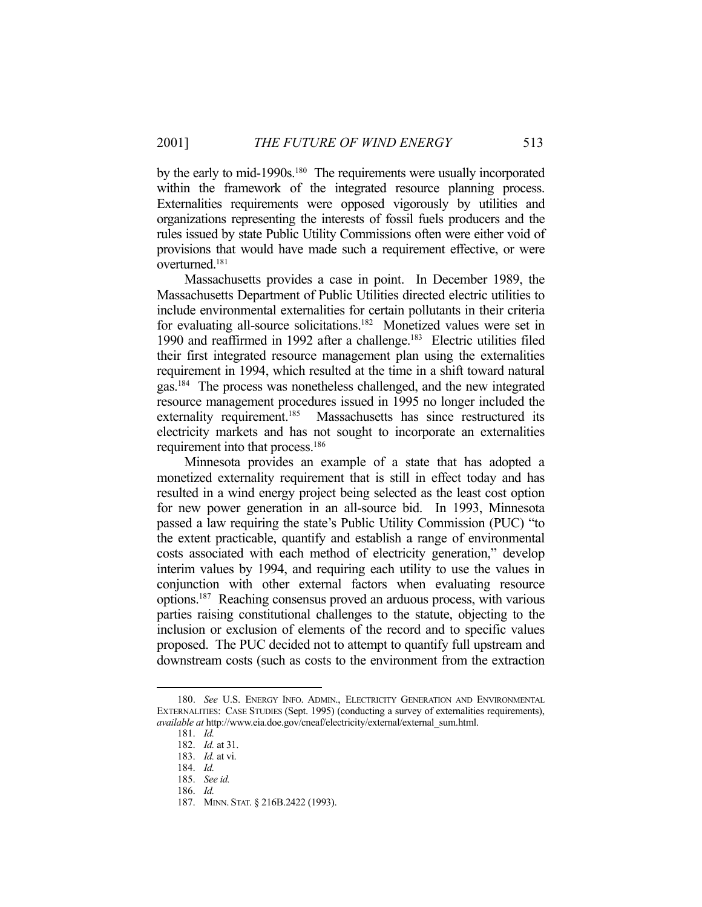by the early to mid-1990s.[180] The requirements were usually incorporated within the framework of the integrated resource planning process. Externalities requirements were opposed vigorously by utilities and organizations representing the interests of fossil fuels producers and the rules issued by state Public Utility Commissions often were either void of provisions that would have made such a requirement effective, or were overturned.[181]

Massachusetts provides a case in point. In December 1989, the Massachusetts Department of Public Utilities directed electric utilities to include environmental externalities for certain pollutants in their criteria for evaluating all-source solicitations.[182] Monetized values were set in 1990 and reaffirmed in 1992 after a challenge.[183] Electric utilities filed their first integrated resource management plan using the externalities requirement in 1994, which resulted at the time in a shift toward natural gas.[184] The process was nonetheless challenged, and the new integrated resource management procedures issued in 1995 no longer included the externality requirement.[185] Massachusetts has since restructured its electricity markets and has not sought to incorporate an externalities requirement into that process.[186]

Minnesota provides an example of a state that has adopted a monetized externality requirement that is still in effect today and has resulted in a wind energy project being selected as the least cost option for new power generation in an all-source bid. In 1993, Minnesota passed a law requiring the state's Public Utility Commission (PUC) "to the extent practicable, quantify and establish a range of environmental costs associated with each method of electricity generation," develop interim values by 1994, and requiring each utility to use the values in conjunction with other external factors when evaluating resource options.[187] Reaching consensus proved an arduous process, with various parties raising constitutional challenges to the statute, objecting to the inclusion or exclusion of elements of the record and to specific values proposed. The PUC decided not to attempt to quantify full upstream and downstream costs (such as costs to the environment from the extraction

---

180. *See* U.S. ENERGY INFO. ADMIN., ELECTRICITY GENERATION AND ENVIRONMENTAL EXTERNALITIES: CASE STUDIES (Sept. 1995) (conducting a survey of externalities requirements), *available at* http://www.eia.doe.gov/cneaf/electricity/external/external_sum.html.

181. *Id.*

182. *Id.* at 31.

183. *Id.* at vi.

184. *Id.*

185. *See id.*

186. *Id.*

187. MINN. STAT. § 216B.2422 (1993).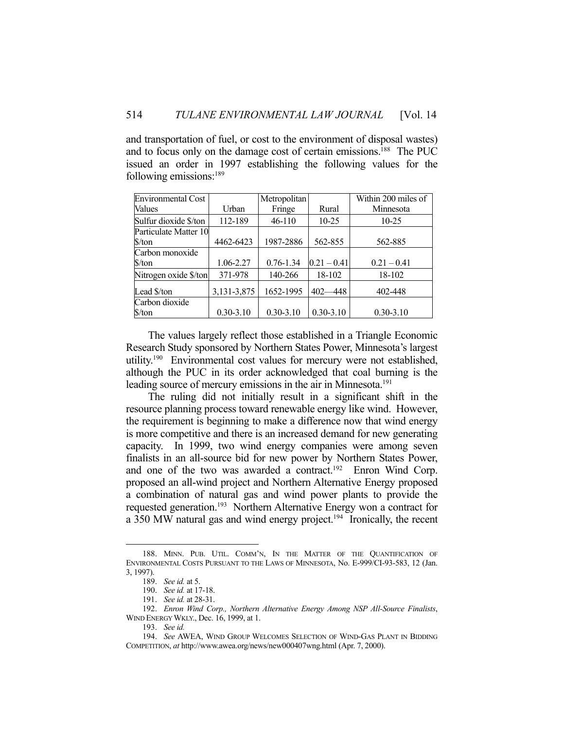and transportation of fuel, or cost to the environment of disposal wastes) and to focus only on the damage cost of certain emissions.[188] The PUC issued an order in 1997 establishing the following values for the following emissions:[189]

| Environmental Cost Values | Urban | Metropolitan Fringe | Rural | Within 200 miles of Minnesota |
|---|---|---|---|---|
| Sulfur dioxide $/ton | 112-189 | 46-110 | 10-25 | 10-25 |
| Particulate Matter 10 $/ton | 4462-6423 | 1987-2886 | 562-855 | 562-885 |
| Carbon monoxide $/ton | 1.06-2.27 | 0.76-1.34 | 0.21 – 0.41 | 0.21 – 0.41 |
| Nitrogen oxide $/ton | 371-978 | 140-266 | 18-102 | 18-102 |
| Lead $/ton | 3,131-3,875 | 1652-1995 | 402—448 | 402-448 |
| Carbon dioxide $/ton | 0.30-3.10 | 0.30-3.10 | 0.30-3.10 | 0.30-3.10 |

The values largely reflect those established in a Triangle Economic Research Study sponsored by Northern States Power, Minnesota's largest utility.[190] Environmental cost values for mercury were not established, although the PUC in its order acknowledged that coal burning is the leading source of mercury emissions in the air in Minnesota.[191]

The ruling did not initially result in a significant shift in the resource planning process toward renewable energy like wind. However, the requirement is beginning to make a difference now that wind energy is more competitive and there is an increased demand for new generating capacity. In 1999, two wind energy companies were among seven finalists in an all-source bid for new power by Northern States Power, and one of the two was awarded a contract.[192] Enron Wind Corp. proposed an all-wind project and Northern Alternative Energy proposed a combination of natural gas and wind power plants to provide the requested generation.[193] Northern Alternative Energy won a contract for a 350 MW natural gas and wind energy project.[194] Ironically, the recent

---

188. MINN. PUB. UTIL. COMM'N, IN THE MATTER OF THE QUANTIFICATION OF ENVIRONMENTAL COSTS PURSUANT TO THE LAWS OF MINNESOTA, No. E-999/CI-93-583, 12 (Jan. 3, 1997).

189. *See id.* at 5.

190. *See id.* at 17-18.

191. *See id.* at 28-31.

192. *Enron Wind Corp., Northern Alternative Energy Among NSP All-Source Finalists*, WIND ENERGY WKLY., Dec. 16, 1999, at 1.

193. *See id.*

194. *See* AWEA, WIND GROUP WELCOMES SELECTION OF WIND-GAS PLANT IN BIDDING COMPETITION, *at* http://www.awea.org/news/new000407wng.html (Apr. 7, 2000).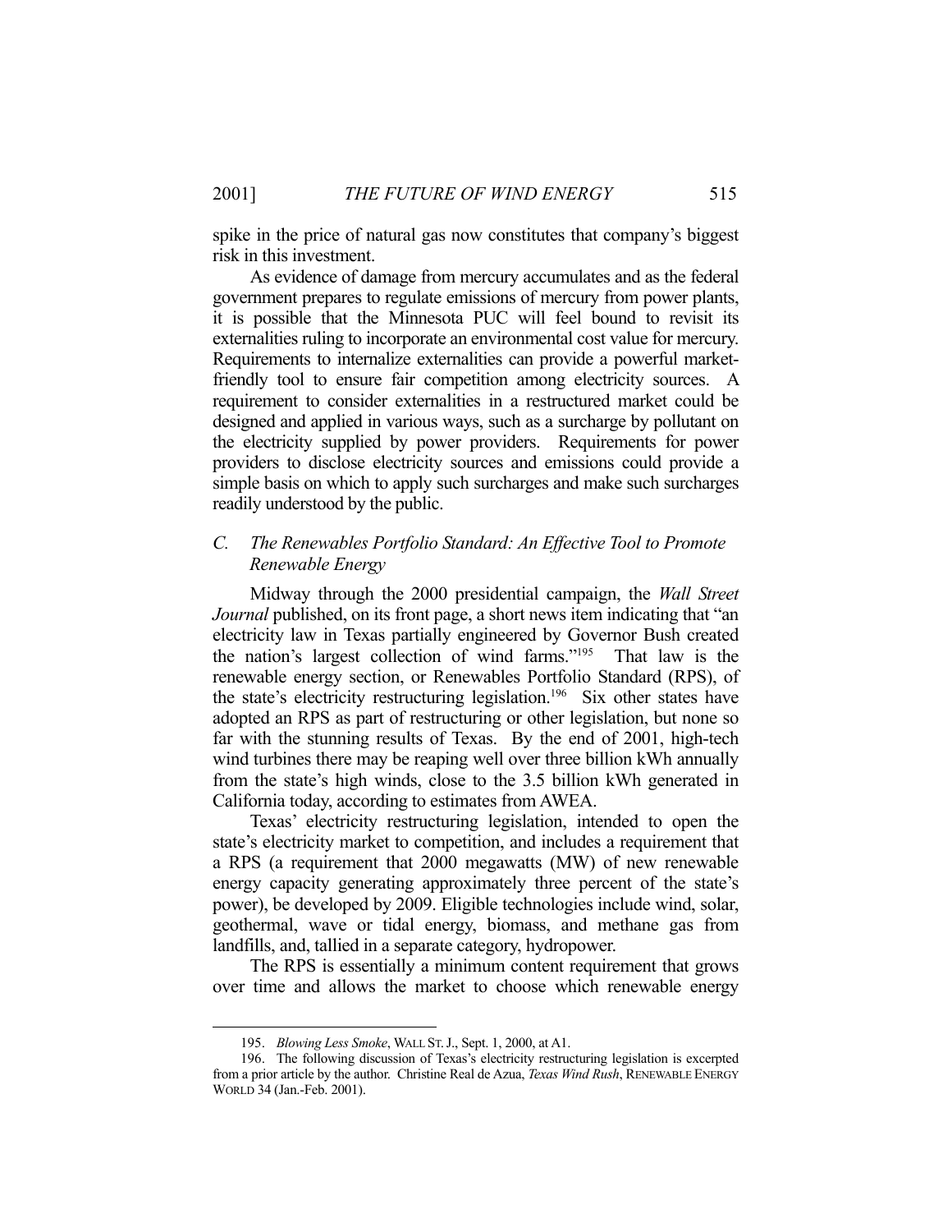spike in the price of natural gas now constitutes that company's biggest risk in this investment.

As evidence of damage from mercury accumulates and as the federal government prepares to regulate emissions of mercury from power plants, it is possible that the Minnesota PUC will feel bound to revisit its externalities ruling to incorporate an environmental cost value for mercury. Requirements to internalize externalities can provide a powerful market-friendly tool to ensure fair competition among electricity sources. A requirement to consider externalities in a restructured market could be designed and applied in various ways, such as a surcharge by pollutant on the electricity supplied by power providers. Requirements for power providers to disclose electricity sources and emissions could provide a simple basis on which to apply such surcharges and make such surcharges readily understood by the public.

### *C. The Renewables Portfolio Standard: An Effective Tool to Promote Renewable Energy*

Midway through the 2000 presidential campaign, the *Wall Street Journal* published, on its front page, a short news item indicating that "an electricity law in Texas partially engineered by Governor Bush created the nation's largest collection of wind farms."[195] That law is the renewable energy section, or Renewables Portfolio Standard (RPS), of the state's electricity restructuring legislation.[196] Six other states have adopted an RPS as part of restructuring or other legislation, but none so far with the stunning results of Texas. By the end of 2001, high-tech wind turbines there may be reaping well over three billion kWh annually from the state's high winds, close to the 3.5 billion kWh generated in California today, according to estimates from AWEA.

Texas' electricity restructuring legislation, intended to open the state's electricity market to competition, and includes a requirement that a RPS (a requirement that 2000 megawatts (MW) of new renewable energy capacity generating approximately three percent of the state's power), be developed by 2009. Eligible technologies include wind, solar, geothermal, wave or tidal energy, biomass, and methane gas from landfills, and, tallied in a separate category, hydropower.

The RPS is essentially a minimum content requirement that grows over time and allows the market to choose which renewable energy

---

195. *Blowing Less Smoke*, WALL ST. J., Sept. 1, 2000, at A1.

196. The following discussion of Texas's electricity restructuring legislation is excerpted from a prior article by the author. Christine Real de Azua, *Texas Wind Rush*, RENEWABLE ENERGY WORLD 34 (Jan.-Feb. 2001).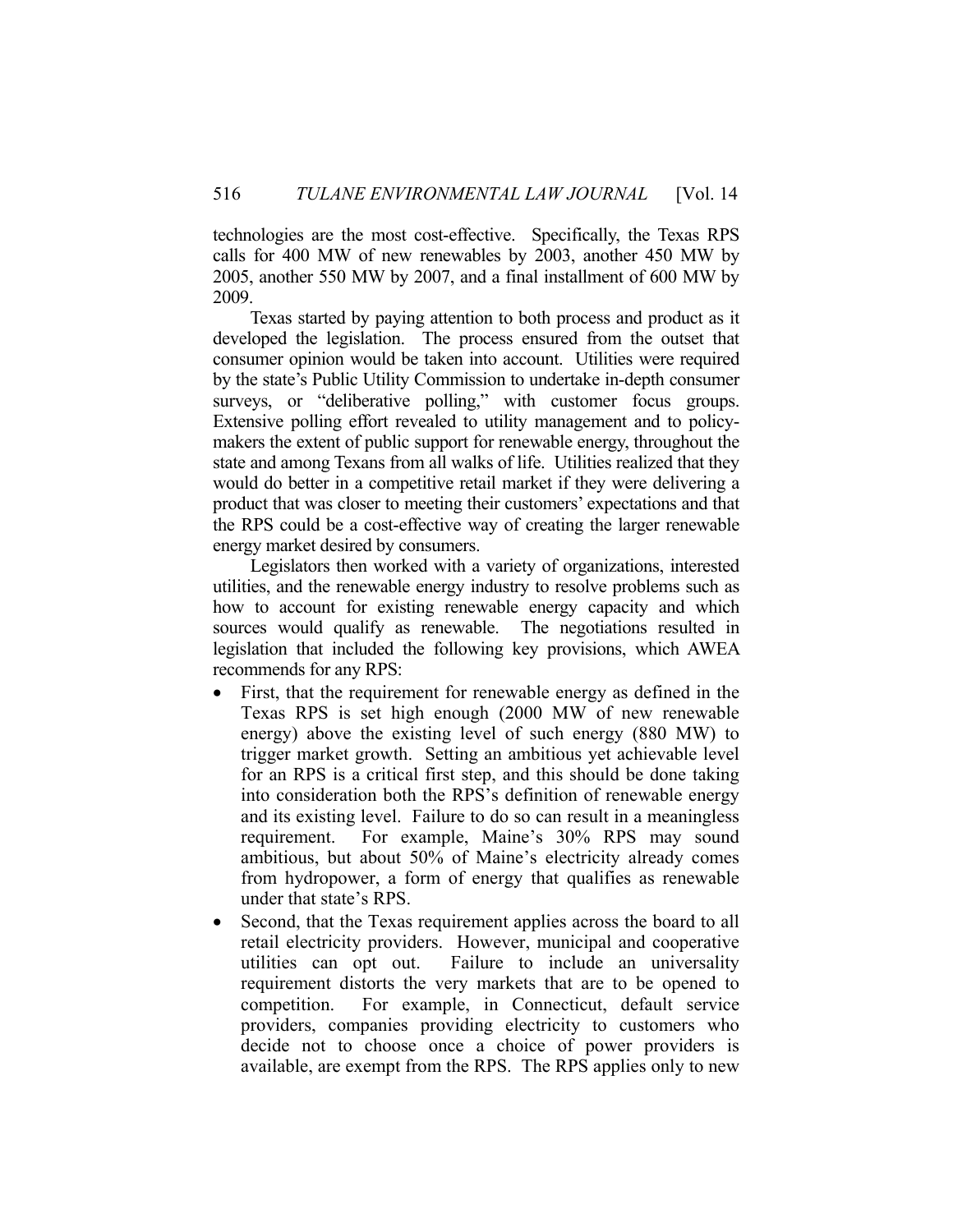technologies are the most cost-effective. Specifically, the Texas RPS calls for 400 MW of new renewables by 2003, another 450 MW by 2005, another 550 MW by 2007, and a final installment of 600 MW by 2009.

Texas started by paying attention to both process and product as it developed the legislation. The process ensured from the outset that consumer opinion would be taken into account. Utilities were required by the state's Public Utility Commission to undertake in-depth consumer surveys, or "deliberative polling," with customer focus groups. Extensive polling effort revealed to utility management and to policy-makers the extent of public support for renewable energy, throughout the state and among Texans from all walks of life. Utilities realized that they would do better in a competitive retail market if they were delivering a product that was closer to meeting their customers' expectations and that the RPS could be a cost-effective way of creating the larger renewable energy market desired by consumers.

Legislators then worked with a variety of organizations, interested utilities, and the renewable energy industry to resolve problems such as how to account for existing renewable energy capacity and which sources would qualify as renewable. The negotiations resulted in legislation that included the following key provisions, which AWEA recommends for any RPS:

- First, that the requirement for renewable energy as defined in the Texas RPS is set high enough (2000 MW of new renewable energy) above the existing level of such energy (880 MW) to trigger market growth. Setting an ambitious yet achievable level for an RPS is a critical first step, and this should be done taking into consideration both the RPS's definition of renewable energy and its existing level. Failure to do so can result in a meaningless requirement. For example, Maine's 30% RPS may sound ambitious, but about 50% of Maine's electricity already comes from hydropower, a form of energy that qualifies as renewable under that state's RPS.
- Second, that the Texas requirement applies across the board to all retail electricity providers. However, municipal and cooperative utilities can opt out. Failure to include an universality requirement distorts the very markets that are to be opened to competition. For example, in Connecticut, default service providers, companies providing electricity to customers who decide not to choose once a choice of power providers is available, are exempt from the RPS. The RPS applies only to new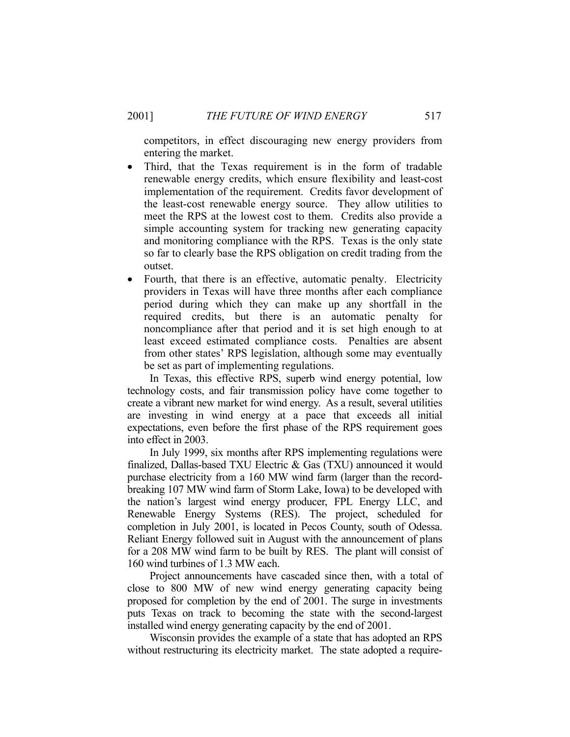competitors, in effect discouraging new energy providers from entering the market.

- Third, that the Texas requirement is in the form of tradable renewable energy credits, which ensure flexibility and least-cost implementation of the requirement. Credits favor development of the least-cost renewable energy source. They allow utilities to meet the RPS at the lowest cost to them. Credits also provide a simple accounting system for tracking new generating capacity and monitoring compliance with the RPS. Texas is the only state so far to clearly base the RPS obligation on credit trading from the outset.
- Fourth, that there is an effective, automatic penalty. Electricity providers in Texas will have three months after each compliance period during which they can make up any shortfall in the required credits, but there is an automatic penalty for noncompliance after that period and it is set high enough to at least exceed estimated compliance costs. Penalties are absent from other states' RPS legislation, although some may eventually be set as part of implementing regulations.

In Texas, this effective RPS, superb wind energy potential, low technology costs, and fair transmission policy have come together to create a vibrant new market for wind energy. As a result, several utilities are investing in wind energy at a pace that exceeds all initial expectations, even before the first phase of the RPS requirement goes into effect in 2003.

In July 1999, six months after RPS implementing regulations were finalized, Dallas-based TXU Electric & Gas (TXU) announced it would purchase electricity from a 160 MW wind farm (larger than the record-breaking 107 MW wind farm of Storm Lake, Iowa) to be developed with the nation's largest wind energy producer, FPL Energy LLC, and Renewable Energy Systems (RES). The project, scheduled for completion in July 2001, is located in Pecos County, south of Odessa. Reliant Energy followed suit in August with the announcement of plans for a 208 MW wind farm to be built by RES. The plant will consist of 160 wind turbines of 1.3 MW each.

Project announcements have cascaded since then, with a total of close to 800 MW of new wind energy generating capacity being proposed for completion by the end of 2001. The surge in investments puts Texas on track to becoming the state with the second-largest installed wind energy generating capacity by the end of 2001.

Wisconsin provides the example of a state that has adopted an RPS without restructuring its electricity market. The state adopted a require-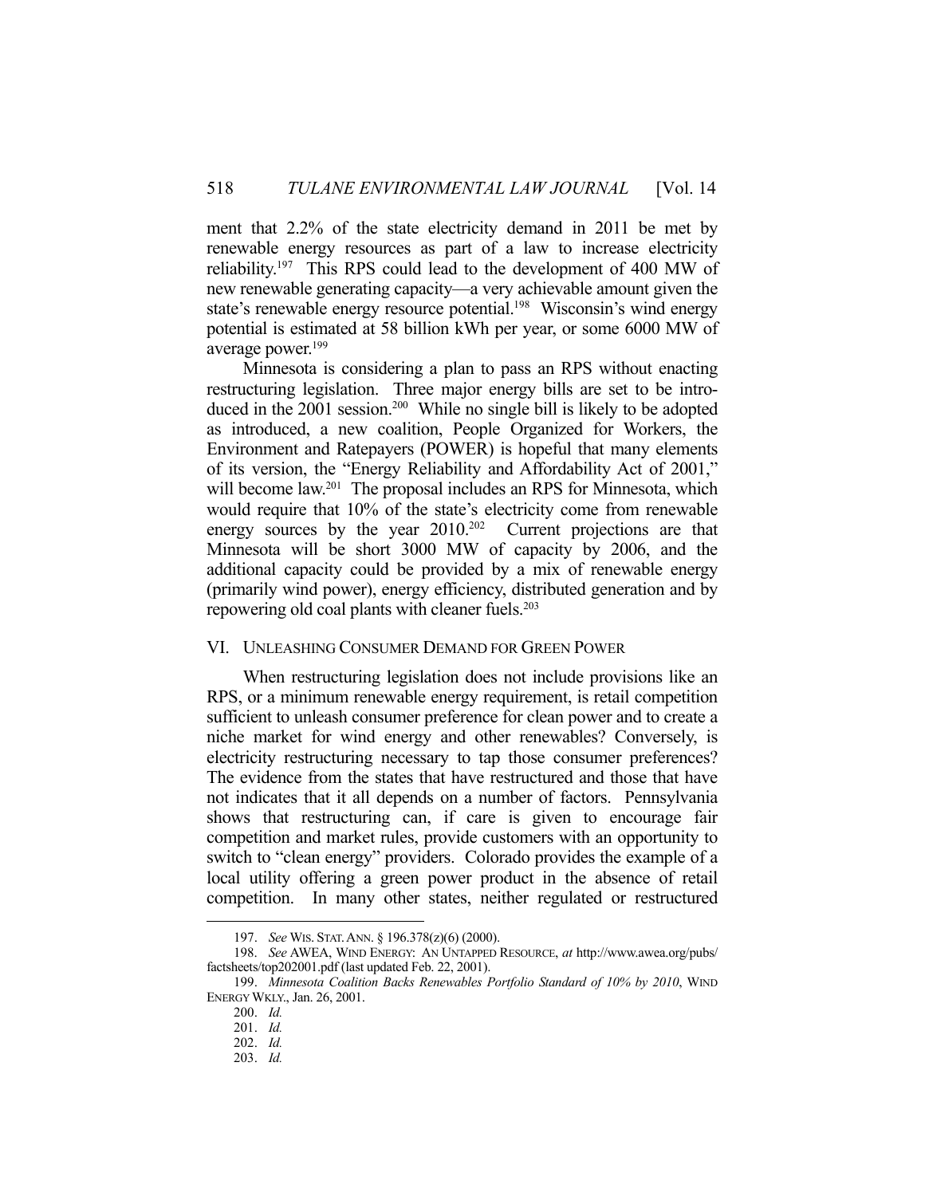ment that 2.2% of the state electricity demand in 2011 be met by renewable energy resources as part of a law to increase electricity reliability.[197] This RPS could lead to the development of 400 MW of new renewable generating capacity—a very achievable amount given the state's renewable energy resource potential.[198] Wisconsin's wind energy potential is estimated at 58 billion kWh per year, or some 6000 MW of average power.[199]

Minnesota is considering a plan to pass an RPS without enacting restructuring legislation. Three major energy bills are set to be introduced in the 2001 session.[200] While no single bill is likely to be adopted as introduced, a new coalition, People Organized for Workers, the Environment and Ratepayers (POWER) is hopeful that many elements of its version, the "Energy Reliability and Affordability Act of 2001," will become law.[201] The proposal includes an RPS for Minnesota, which would require that 10% of the state's electricity come from renewable energy sources by the year 2010.[202] Current projections are that Minnesota will be short 3000 MW of capacity by 2006, and the additional capacity could be provided by a mix of renewable energy (primarily wind power), energy efficiency, distributed generation and by repowering old coal plants with cleaner fuels.[203]

## VI. Unleashing Consumer Demand for Green Power

When restructuring legislation does not include provisions like an RPS, or a minimum renewable energy requirement, is retail competition sufficient to unleash consumer preference for clean power and to create a niche market for wind energy and other renewables? Conversely, is electricity restructuring necessary to tap those consumer preferences? The evidence from the states that have restructured and those that have not indicates that it all depends on a number of factors. Pennsylvania shows that restructuring can, if care is given to encourage fair competition and market rules, provide customers with an opportunity to switch to "clean energy" providers. Colorado provides the example of a local utility offering a green power product in the absence of retail competition. In many other states, neither regulated or restructured

---

197. *See* WIS. STAT. ANN. § 196.378(z)(6) (2000).

198. *See* AWEA, WIND ENERGY: AN UNTAPPED RESOURCE, *at* http://www.awea.org/pubs/factsheets/top202001.pdf (last updated Feb. 22, 2001).

199. *Minnesota Coalition Backs Renewables Portfolio Standard of 10% by 2010*, WIND ENERGY WKLY., Jan. 26, 2001.

200. *Id.*

201. *Id.*

202. *Id.*

203. *Id.*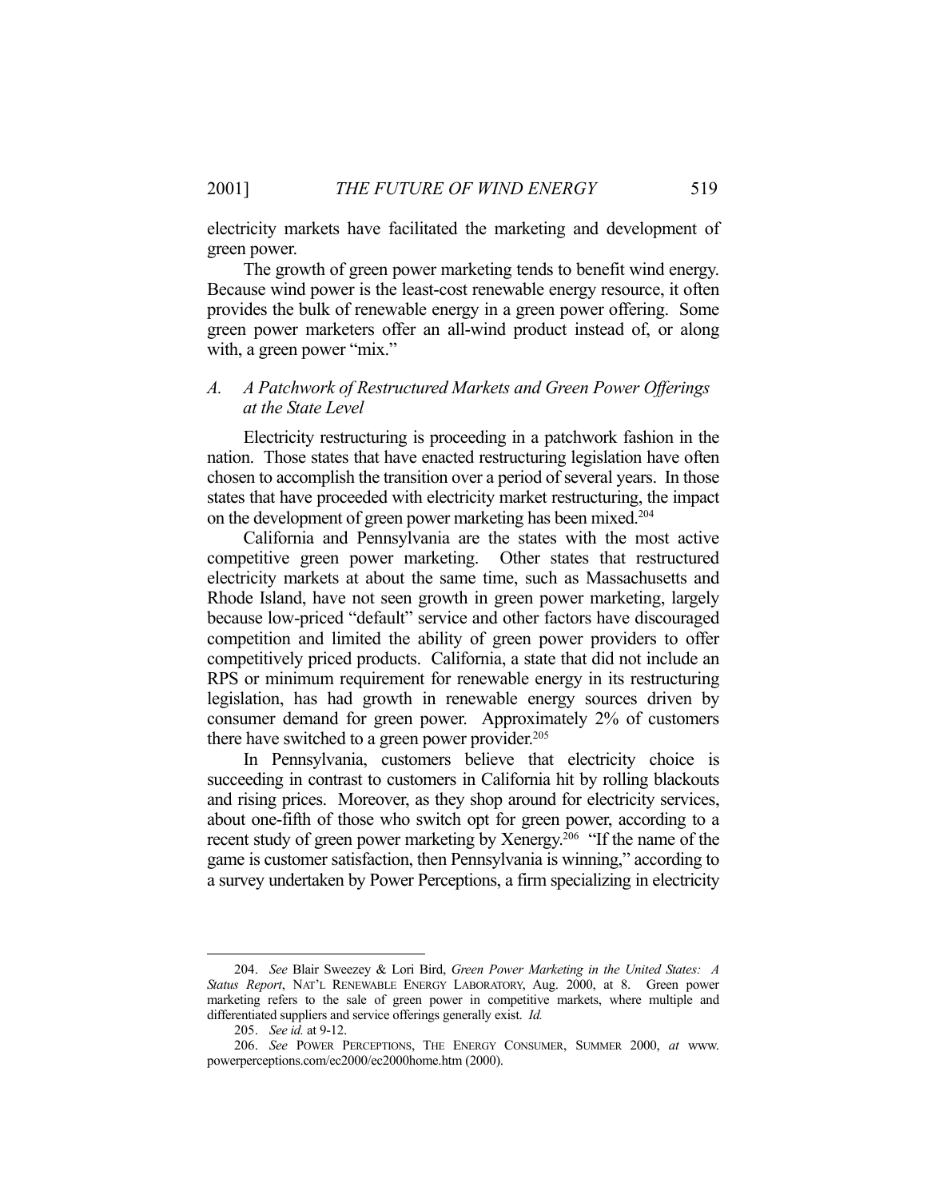electricity markets have facilitated the marketing and development of green power.

The growth of green power marketing tends to benefit wind energy. Because wind power is the least-cost renewable energy resource, it often provides the bulk of renewable energy in a green power offering. Some green power marketers offer an all-wind product instead of, or along with, a green power "mix."

### *A. A Patchwork of Restructured Markets and Green Power Offerings at the State Level*

Electricity restructuring is proceeding in a patchwork fashion in the nation. Those states that have enacted restructuring legislation have often chosen to accomplish the transition over a period of several years. In those states that have proceeded with electricity market restructuring, the impact on the development of green power marketing has been mixed.[204]

California and Pennsylvania are the states with the most active competitive green power marketing. Other states that restructured electricity markets at about the same time, such as Massachusetts and Rhode Island, have not seen growth in green power marketing, largely because low-priced "default" service and other factors have discouraged competition and limited the ability of green power providers to offer competitively priced products. California, a state that did not include an RPS or minimum requirement for renewable energy in its restructuring legislation, has had growth in renewable energy sources driven by consumer demand for green power. Approximately 2% of customers there have switched to a green power provider.[205]

In Pennsylvania, customers believe that electricity choice is succeeding in contrast to customers in California hit by rolling blackouts and rising prices. Moreover, as they shop around for electricity services, about one-fifth of those who switch opt for green power, according to a recent study of green power marketing by Xenergy.[206] "If the name of the game is customer satisfaction, then Pennsylvania is winning," according to a survey undertaken by Power Perceptions, a firm specializing in electricity

---

204. *See* Blair Sweezey & Lori Bird, *Green Power Marketing in the United States: A Status Report*, NAT'L RENEWABLE ENERGY LABORATORY, Aug. 2000, at 8. Green power marketing refers to the sale of green power in competitive markets, where multiple and differentiated suppliers and service offerings generally exist. *Id.*

205. *See id.* at 9-12.

206. *See* POWER PERCEPTIONS, THE ENERGY CONSUMER, SUMMER 2000, *at* www.powerperceptions.com/ec2000/ec2000home.htm (2000).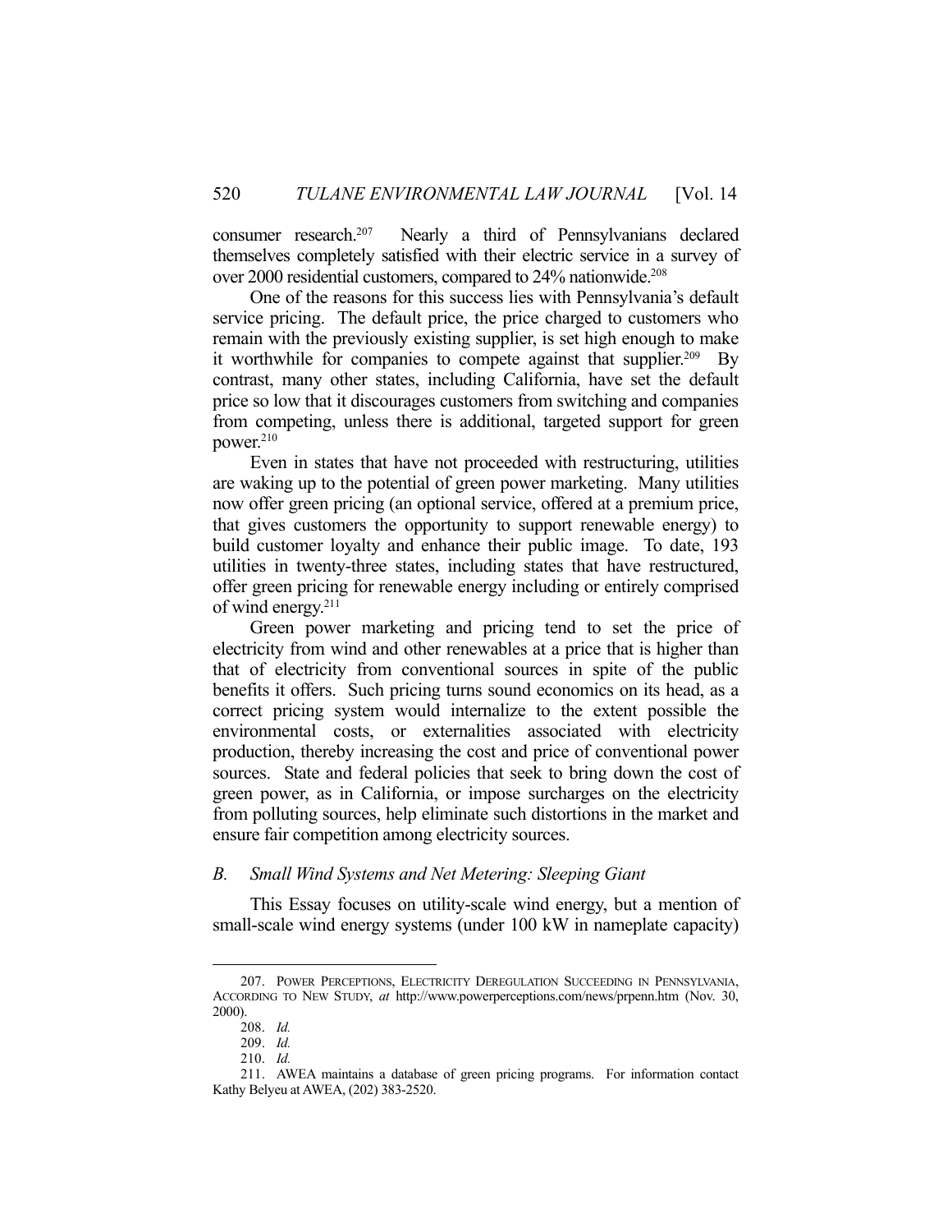consumer research.[207] Nearly a third of Pennsylvanians declared themselves completely satisfied with their electric service in a survey of over 2000 residential customers, compared to 24% nationwide.[208]

One of the reasons for this success lies with Pennsylvania's default service pricing. The default price, the price charged to customers who remain with the previously existing supplier, is set high enough to make it worthwhile for companies to compete against that supplier.[209] By contrast, many other states, including California, have set the default price so low that it discourages customers from switching and companies from competing, unless there is additional, targeted support for green power.[210]

Even in states that have not proceeded with restructuring, utilities are waking up to the potential of green power marketing. Many utilities now offer green pricing (an optional service, offered at a premium price, that gives customers the opportunity to support renewable energy) to build customer loyalty and enhance their public image. To date, 193 utilities in twenty-three states, including states that have restructured, offer green pricing for renewable energy including or entirely comprised of wind energy.[211]

Green power marketing and pricing tend to set the price of electricity from wind and other renewables at a price that is higher than that of electricity from conventional sources in spite of the public benefits it offers. Such pricing turns sound economics on its head, as a correct pricing system would internalize to the extent possible the environmental costs, or externalities associated with electricity production, thereby increasing the cost and price of conventional power sources. State and federal policies that seek to bring down the cost of green power, as in California, or impose surcharges on the electricity from polluting sources, help eliminate such distortions in the market and ensure fair competition among electricity sources.

### *B. Small Wind Systems and Net Metering: Sleeping Giant*

This Essay focuses on utility-scale wind energy, but a mention of small-scale wind energy systems (under 100 kW in nameplate capacity)

---

207. POWER PERCEPTIONS, ELECTRICITY DEREGULATION SUCCEEDING IN PENNSYLVANIA, ACCORDING TO NEW STUDY, *at* http://www.powerperceptions.com/news/prpenn.htm (Nov. 30, 2000).

208. *Id.*

209. *Id.*

210. *Id.*

211. AWEA maintains a database of green pricing programs. For information contact Kathy Belyeu at AWEA, (202) 383-2520.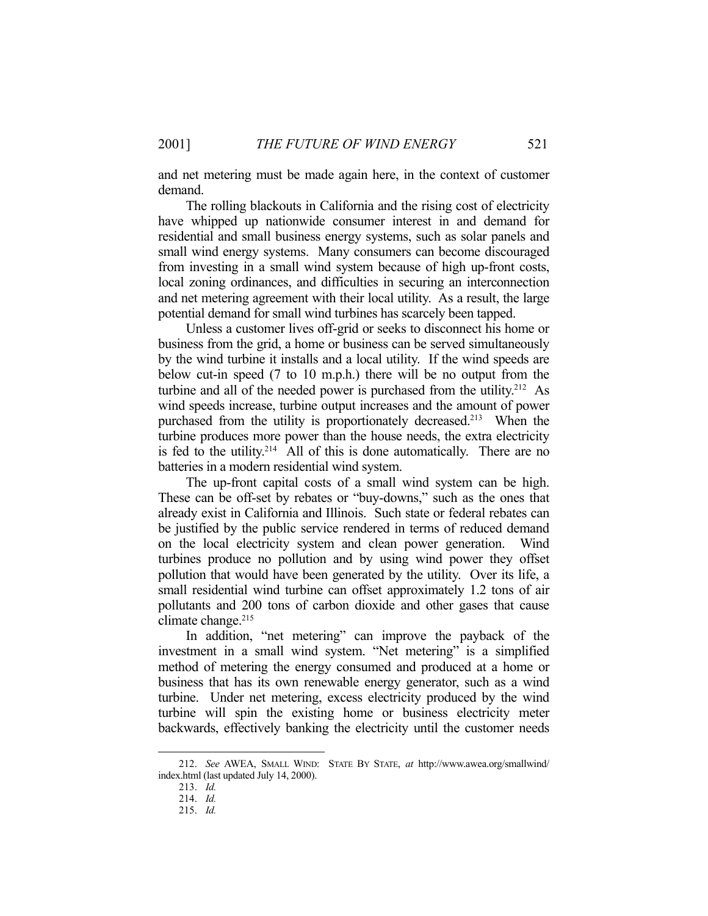and net metering must be made again here, in the context of customer demand.

The rolling blackouts in California and the rising cost of electricity have whipped up nationwide consumer interest in and demand for residential and small business energy systems, such as solar panels and small wind energy systems. Many consumers can become discouraged from investing in a small wind system because of high up-front costs, local zoning ordinances, and difficulties in securing an interconnection and net metering agreement with their local utility. As a result, the large potential demand for small wind turbines has scarcely been tapped.

Unless a customer lives off-grid or seeks to disconnect his home or business from the grid, a home or business can be served simultaneously by the wind turbine it installs and a local utility. If the wind speeds are below cut-in speed (7 to 10 m.p.h.) there will be no output from the turbine and all of the needed power is purchased from the utility.[212] As wind speeds increase, turbine output increases and the amount of power purchased from the utility is proportionately decreased.[213] When the turbine produces more power than the house needs, the extra electricity is fed to the utility.[214] All of this is done automatically. There are no batteries in a modern residential wind system.

The up-front capital costs of a small wind system can be high. These can be off-set by rebates or "buy-downs," such as the ones that already exist in California and Illinois. Such state or federal rebates can be justified by the public service rendered in terms of reduced demand on the local electricity system and clean power generation. Wind turbines produce no pollution and by using wind power they offset pollution that would have been generated by the utility. Over its life, a small residential wind turbine can offset approximately 1.2 tons of air pollutants and 200 tons of carbon dioxide and other gases that cause climate change.[215]

In addition, "net metering" can improve the payback of the investment in a small wind system. "Net metering" is a simplified method of metering the energy consumed and produced at a home or business that has its own renewable energy generator, such as a wind turbine. Under net metering, excess electricity produced by the wind turbine will spin the existing home or business electricity meter backwards, effectively banking the electricity until the customer needs

---

212. *See* AWEA, SMALL WIND: STATE BY STATE, *at* http://www.awea.org/smallwind/index.html (last updated July 14, 2000).

213. *Id.*

214. *Id.*

215. *Id.*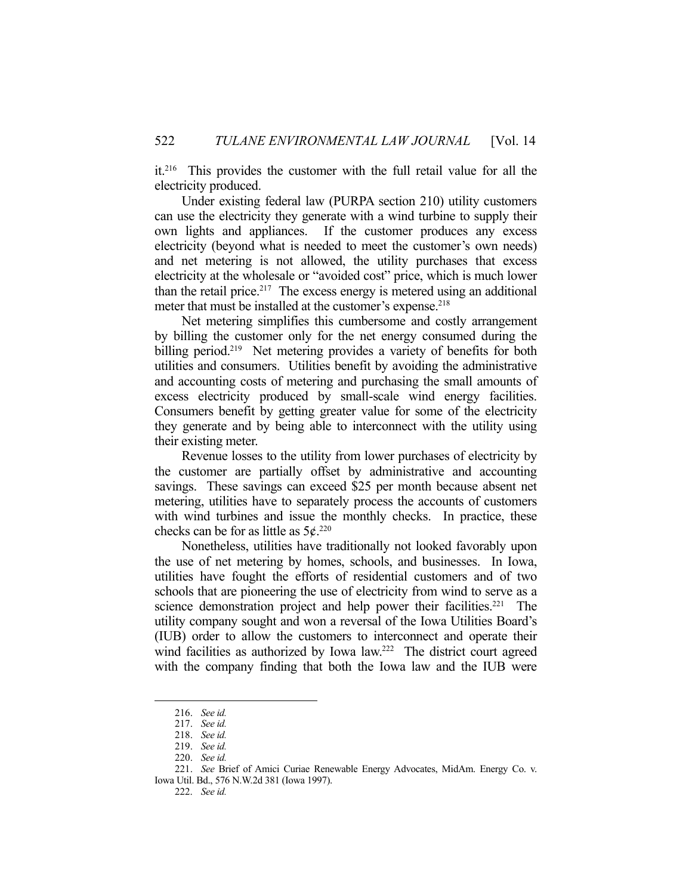it.[216] This provides the customer with the full retail value for all the electricity produced.

Under existing federal law (PURPA section 210) utility customers can use the electricity they generate with a wind turbine to supply their own lights and appliances. If the customer produces any excess electricity (beyond what is needed to meet the customer's own needs) and net metering is not allowed, the utility purchases that excess electricity at the wholesale or "avoided cost" price, which is much lower than the retail price.[217] The excess energy is metered using an additional meter that must be installed at the customer's expense.[218]

Net metering simplifies this cumbersome and costly arrangement by billing the customer only for the net energy consumed during the billing period.[219] Net metering provides a variety of benefits for both utilities and consumers. Utilities benefit by avoiding the administrative and accounting costs of metering and purchasing the small amounts of excess electricity produced by small-scale wind energy facilities. Consumers benefit by getting greater value for some of the electricity they generate and by being able to interconnect with the utility using their existing meter.

Revenue losses to the utility from lower purchases of electricity by the customer are partially offset by administrative and accounting savings. These savings can exceed $25 per month because absent net metering, utilities have to separately process the accounts of customers with wind turbines and issue the monthly checks. In practice, these checks can be for as little as 5¢.[220]

Nonetheless, utilities have traditionally not looked favorably upon the use of net metering by homes, schools, and businesses. In Iowa, utilities have fought the efforts of residential customers and of two schools that are pioneering the use of electricity from wind to serve as a science demonstration project and help power their facilities.[221] The utility company sought and won a reversal of the Iowa Utilities Board's (IUB) order to allow the customers to interconnect and operate their wind facilities as authorized by Iowa law.[222] The district court agreed with the company finding that both the Iowa law and the IUB were

---

216. *See id.*

217. *See id.*

218. *See id.*

219. *See id.*

220. *See id.*

221. *See* Brief of Amici Curiae Renewable Energy Advocates, MidAm. Energy Co. v. Iowa Util. Bd., 576 N.W.2d 381 (Iowa 1997).

222. *See id.*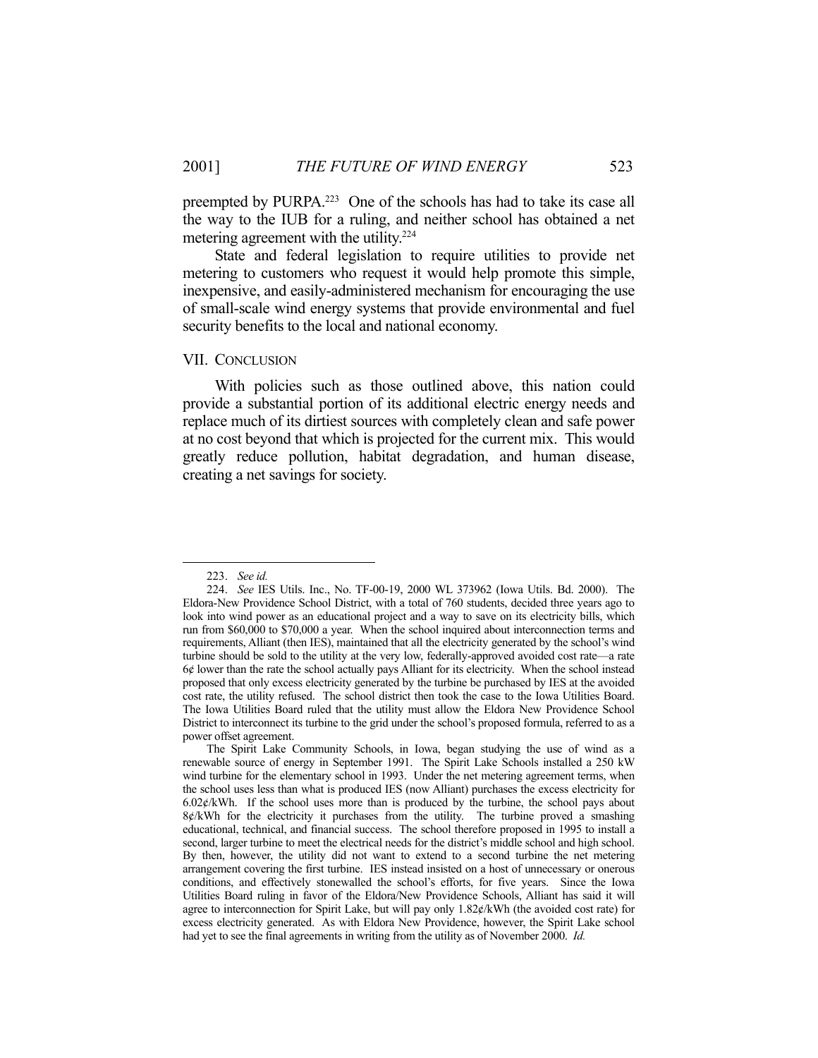preempted by PURPA.[223] One of the schools has had to take its case all the way to the IUB for a ruling, and neither school has obtained a net metering agreement with the utility.[224]

State and federal legislation to require utilities to provide net metering to customers who request it would help promote this simple, inexpensive, and easily-administered mechanism for encouraging the use of small-scale wind energy systems that provide environmental and fuel security benefits to the local and national economy.

## VII. Conclusion

With policies such as those outlined above, this nation could provide a substantial portion of its additional electric energy needs and replace much of its dirtiest sources with completely clean and safe power at no cost beyond that which is projected for the current mix. This would greatly reduce pollution, habitat degradation, and human disease, creating a net savings for society.

---

223. *See id.*

224. *See* IES Utils. Inc., No. TF-00-19, 2000 WL 373962 (Iowa Utils. Bd. 2000). The Eldora-New Providence School District, with a total of 760 students, decided three years ago to look into wind power as an educational project and a way to save on its electricity bills, which run from $60,000 to $70,000 a year. When the school inquired about interconnection terms and requirements, Alliant (then IES), maintained that all the electricity generated by the school's wind turbine should be sold to the utility at the very low, federally-approved avoided cost rate—a rate 6¢ lower than the rate the school actually pays Alliant for its electricity. When the school instead proposed that only excess electricity generated by the turbine be purchased by IES at the avoided cost rate, the utility refused. The school district then took the case to the Iowa Utilities Board. The Iowa Utilities Board ruled that the utility must allow the Eldora New Providence School District to interconnect its turbine to the grid under the school's proposed formula, referred to as a power offset agreement.

The Spirit Lake Community Schools, in Iowa, began studying the use of wind as a renewable source of energy in September 1991. The Spirit Lake Schools installed a 250 kW wind turbine for the elementary school in 1993. Under the net metering agreement terms, when the school uses less than what is produced IES (now Alliant) purchases the excess electricity for 6.02¢/kWh. If the school uses more than is produced by the turbine, the school pays about 8¢/kWh for the electricity it purchases from the utility. The turbine proved a smashing educational, technical, and financial success. The school therefore proposed in 1995 to install a second, larger turbine to meet the electrical needs for the district's middle school and high school. By then, however, the utility did not want to extend to a second turbine the net metering arrangement covering the first turbine. IES instead insisted on a host of unnecessary or onerous conditions, and effectively stonewalled the school's efforts, for five years. Since the Iowa Utilities Board ruling in favor of the Eldora/New Providence Schools, Alliant has said it will agree to interconnection for Spirit Lake, but will pay only 1.82¢/kWh (the avoided cost rate) for excess electricity generated. As with Eldora New Providence, however, the Spirit Lake school had yet to see the final agreements in writing from the utility as of November 2000. *Id.*